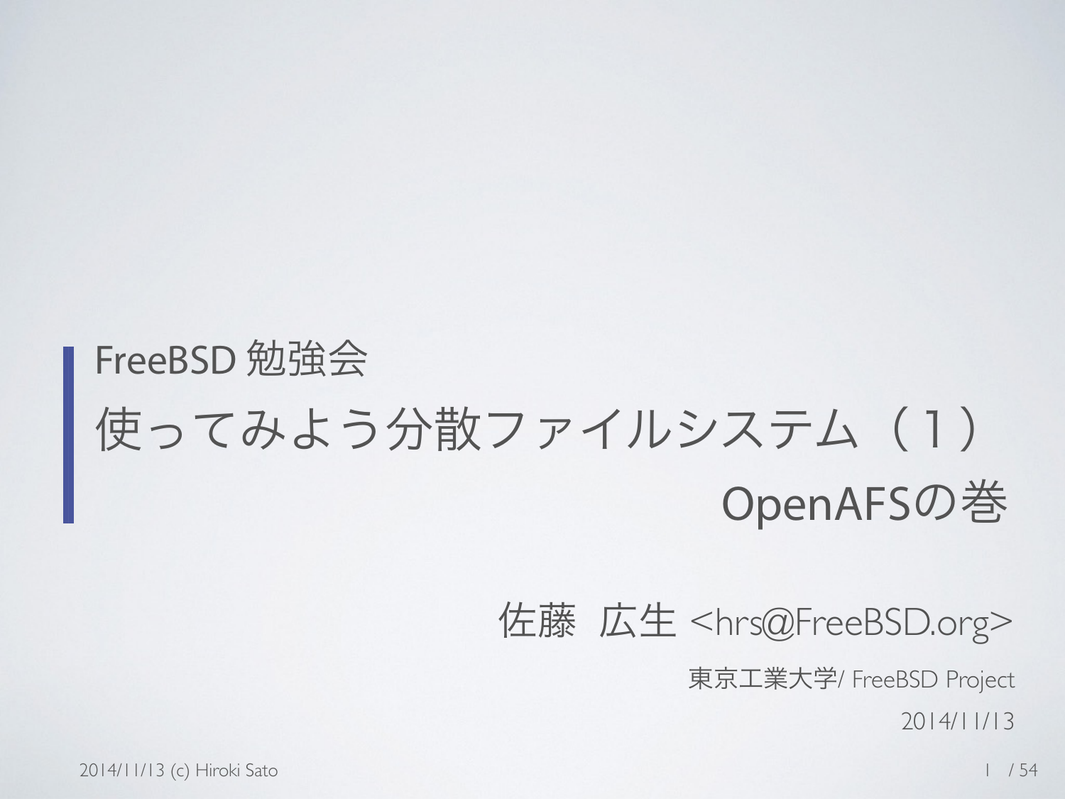FreeBSD 勉強会

# 使ってみよう分散ファイルシステム（1）OpenAFSの巻

佐藤　広生 <hrs@FreeBSD.org>

東京工業大学/ FreeBSD Project

2014/11/13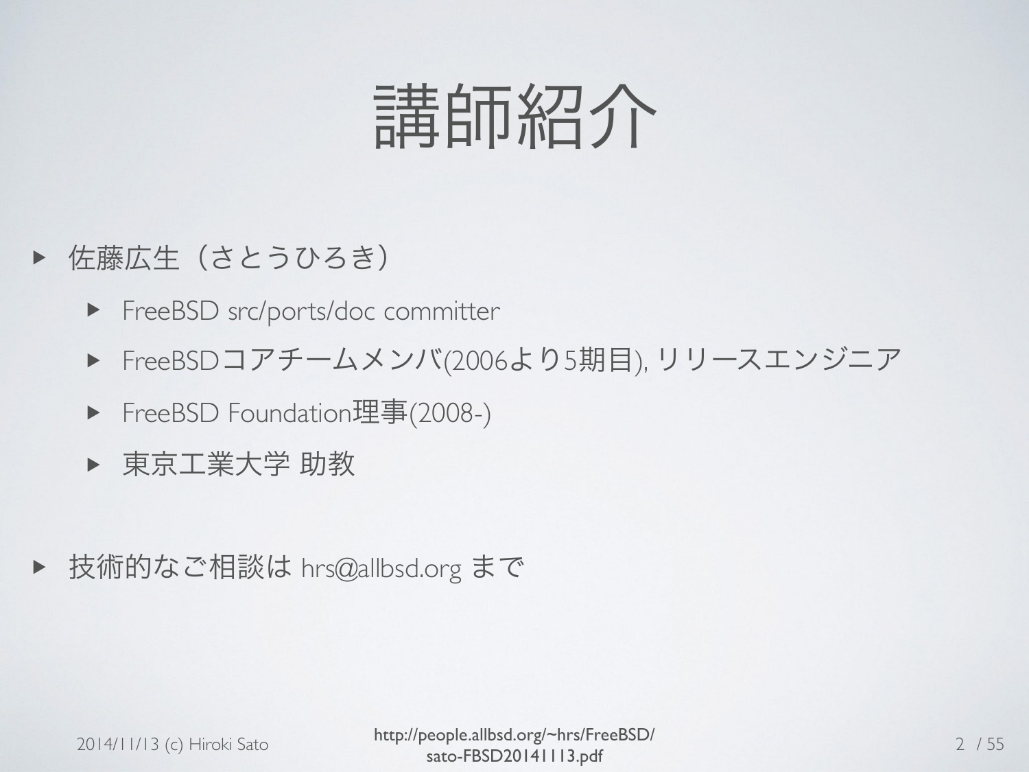# 講師紹介

- 佐藤広生（さとうひろき）
  - FreeBSD src/ports/doc committer
  - FreeBSDコアチームメンバ(2006より5期目), リリースエンジニア
  - FreeBSD Foundation理事(2008-)
  - 東京工業大学 助教
- 技術的なご相談は hrs@allbsd.org まで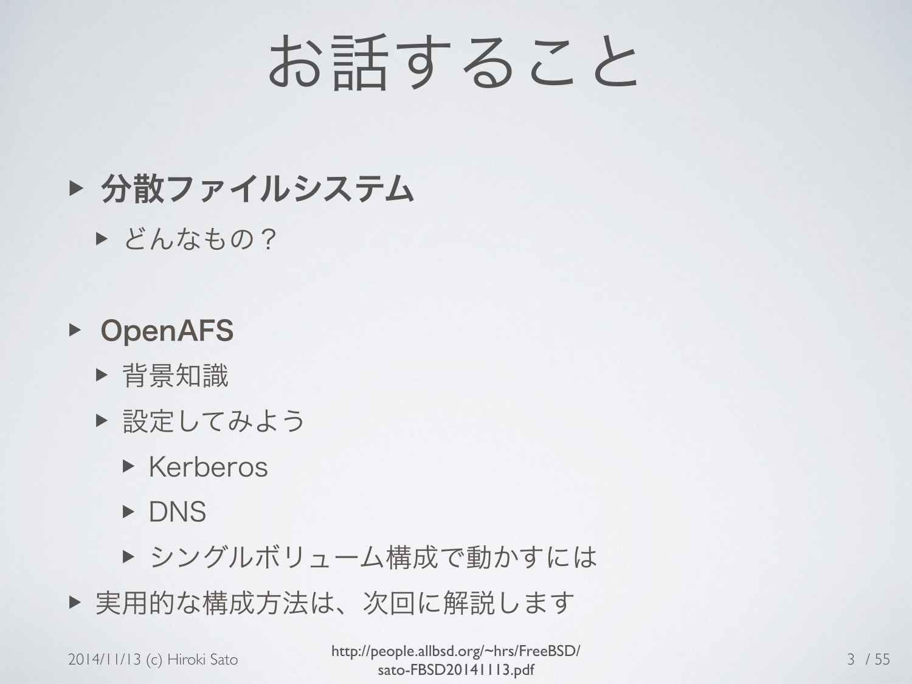# お話すること

- **分散ファイルシステム**
  - どんなもの？
- **OpenAFS**
  - 背景知識
  - 設定してみよう
    - Kerberos
    - DNS
    - シングルボリューム構成で動かすには
- 実用的な構成方法は、次回に解説します

2014/11/13 (c) Hiroki Sato

http://people.allbsd.org/~hrs/FreeBSD/sato-FBSD20141113.pdf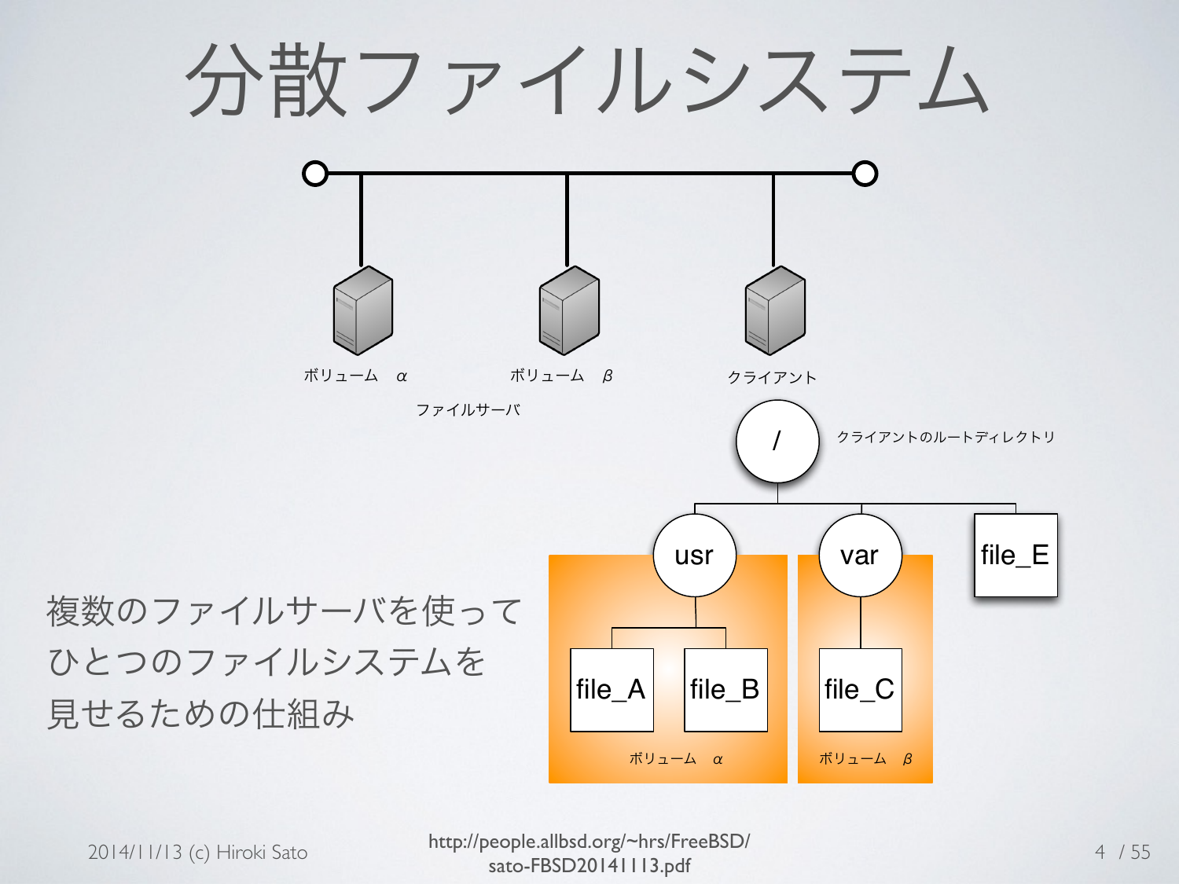# 分散ファイルシステム

ボリューム α　　ボリューム β　　クライアント

ファイルサーバ

/　クライアントのルートディレクトリ

usr　var　file_E

file_A　file_B　file_C

ボリューム α　ボリューム β

複数のファイルサーバを使って
ひとつのファイルシステムを
見せるための仕組み

2014/11/13 (c) Hiroki Sato

http://people.allbsd.org/~hrs/FreeBSD/sato-FBSD20141113.pdf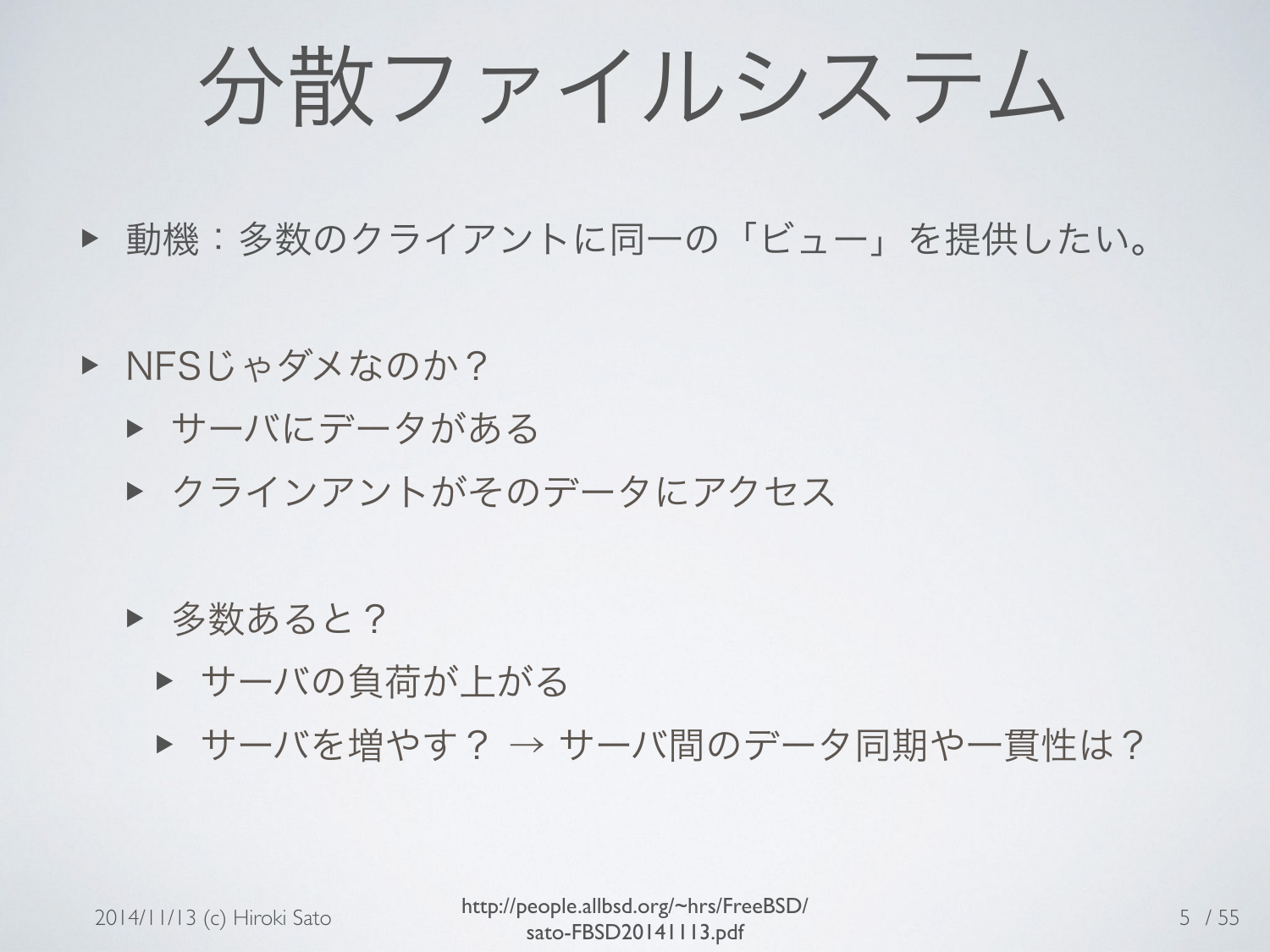# 分散ファイルシステム

- 動機：多数のクライアントに同一の「ビュー」を提供したい。
- NFSじゃダメなのか？
  - サーバにデータがある
  - クラインアントがそのデータにアクセス
  - 多数あると？
    - サーバの負荷が上がる
    - サーバを増やす？ → サーバ間のデータ同期や一貫性は？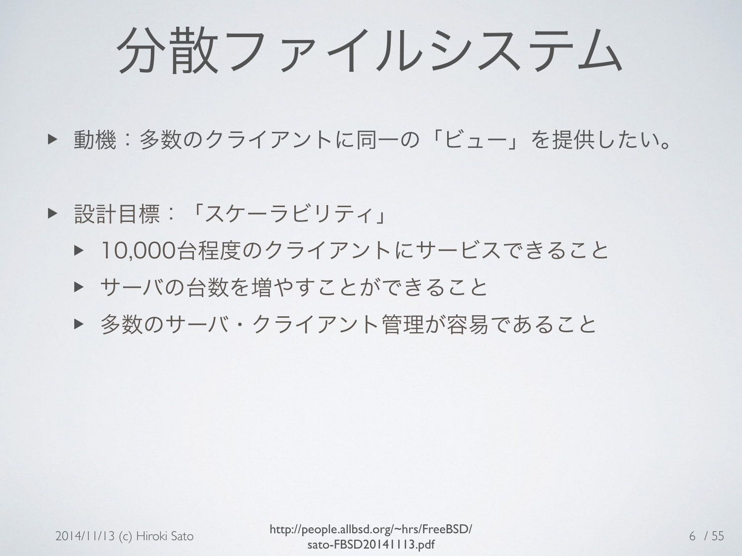# 分散ファイルシステム

- 動機：多数のクライアントに同一の「ビュー」を提供したい。

- 設計目標：「スケーラビリティ」
  - 10,000台程度のクライアントにサービスできること
  - サーバの台数を増やすことができること
  - 多数のサーバ・クライアント管理が容易であること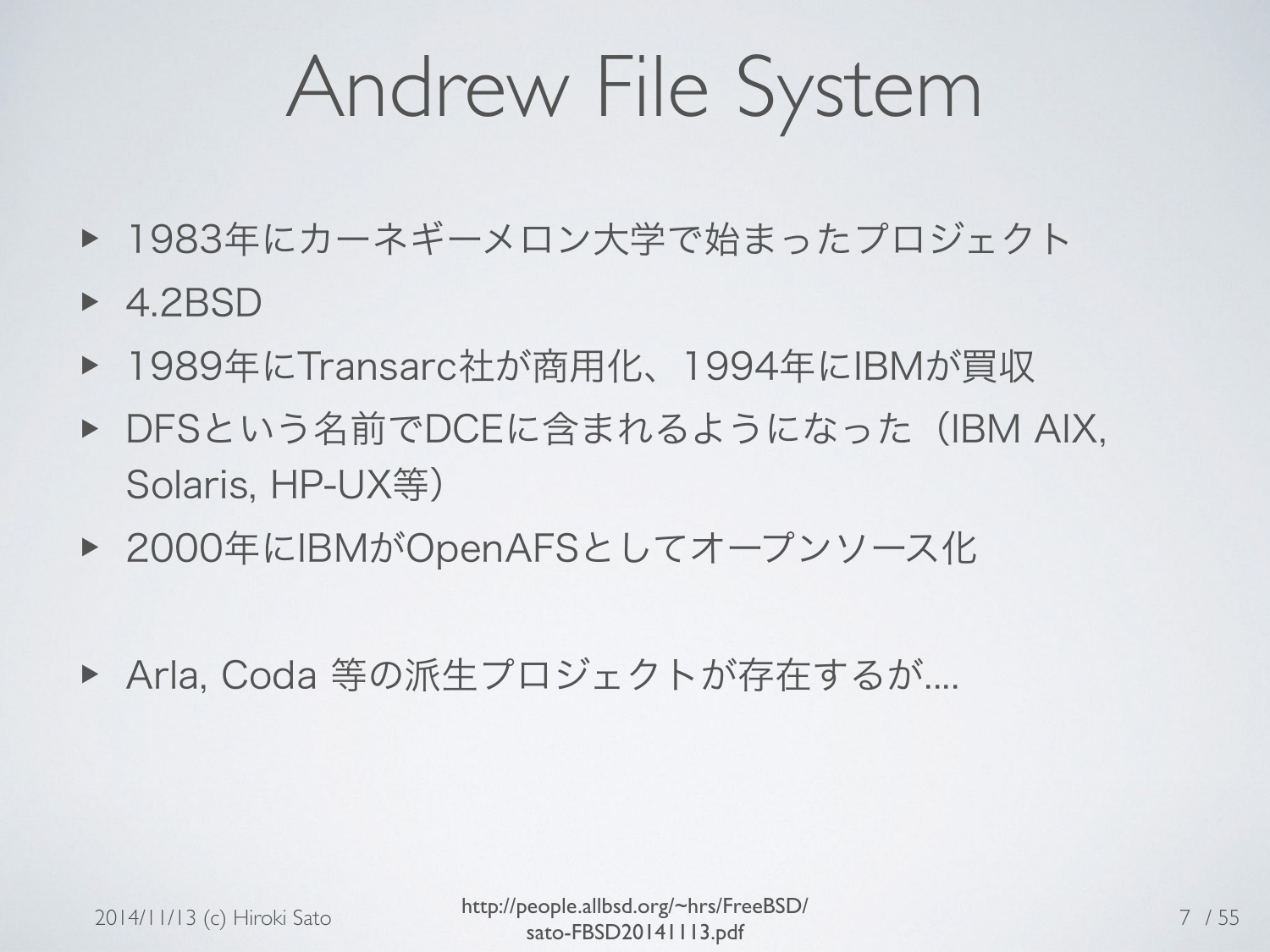# Andrew File System

- 1983年にカーネギーメロン大学で始まったプロジェクト
- 4.2BSD
- 1989年にTransarc社が商用化、1994年にIBMが買収
- DFSという名前でDCEに含まれるようになった（IBM AIX, Solaris, HP-UX等）
- 2000年にIBMがOpenAFSとしてオープンソース化

- Arla, Coda 等の派生プロジェクトが存在するが....

http://people.allbsd.org/~hrs/FreeBSD/sato-FBSD20141113.pdf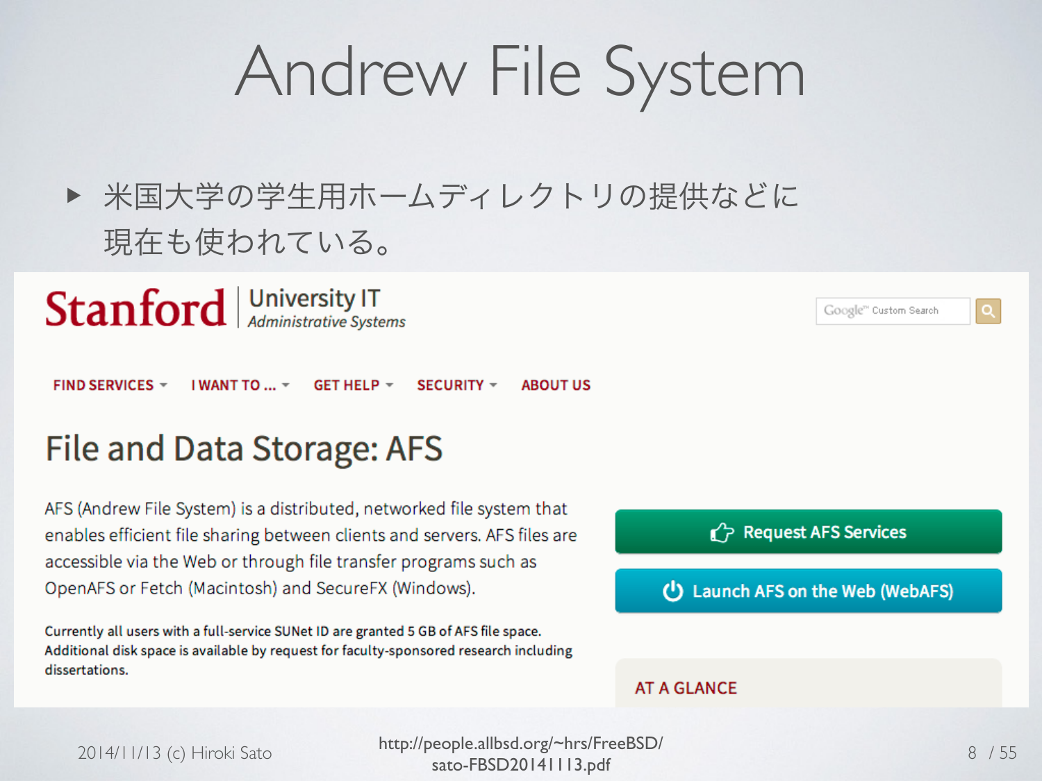# Andrew File System

- 米国大学の学生用ホームディレクトリの提供などに現在も使われている。

Stanford | University IT
*Administrative Systems*

Google™ Custom Search

FIND SERVICES ▾ I WANT TO ... ▾ GET HELP ▾ SECURITY ▾ ABOUT US

## File and Data Storage: AFS

AFS (Andrew File System) is a distributed, networked file system that enables efficient file sharing between clients and servers. AFS files are accessible via the Web or through file transfer programs such as OpenAFS or Fetch (Macintosh) and SecureFX (Windows).

Currently all users with a full-service SUNet ID are granted 5 GB of AFS file space. Additional disk space is available by request for faculty-sponsored research including dissertations.

Request AFS Services

Launch AFS on the Web (WebAFS)

AT A GLANCE

2014/11/13 (c) Hiroki Sato

http://people.allbsd.org/~hrs/FreeBSD/sato-FBSD20141113.pdf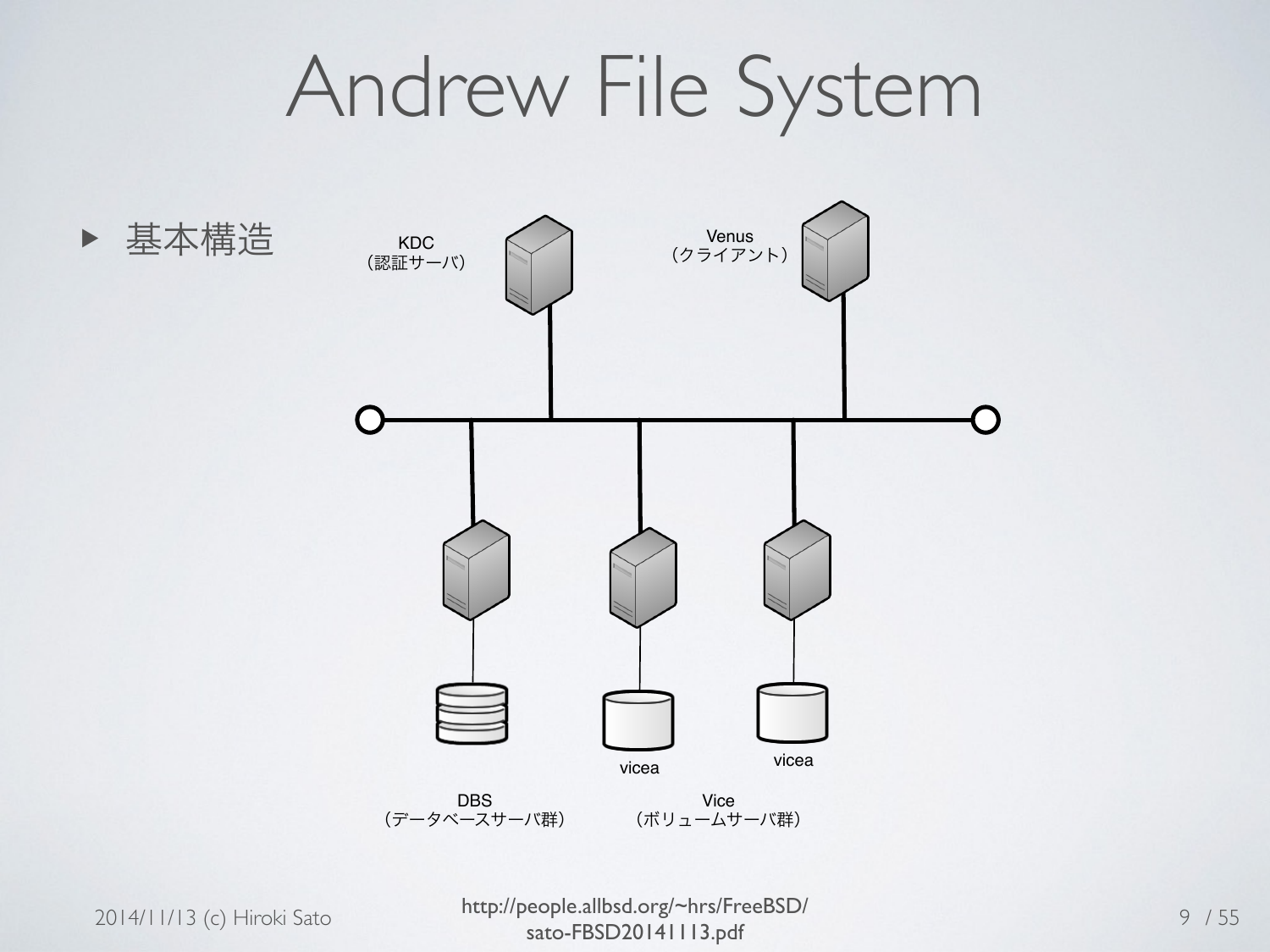# Andrew File System

- 基本構造

KDC
（認証サーバ）

Venus
（クライアント）

vicea

vicea

DBS
（データベースサーバ群）

Vice
（ボリュームサーバ群）

http://people.allbsd.org/~hrs/FreeBSD/sato-FBSD20141113.pdf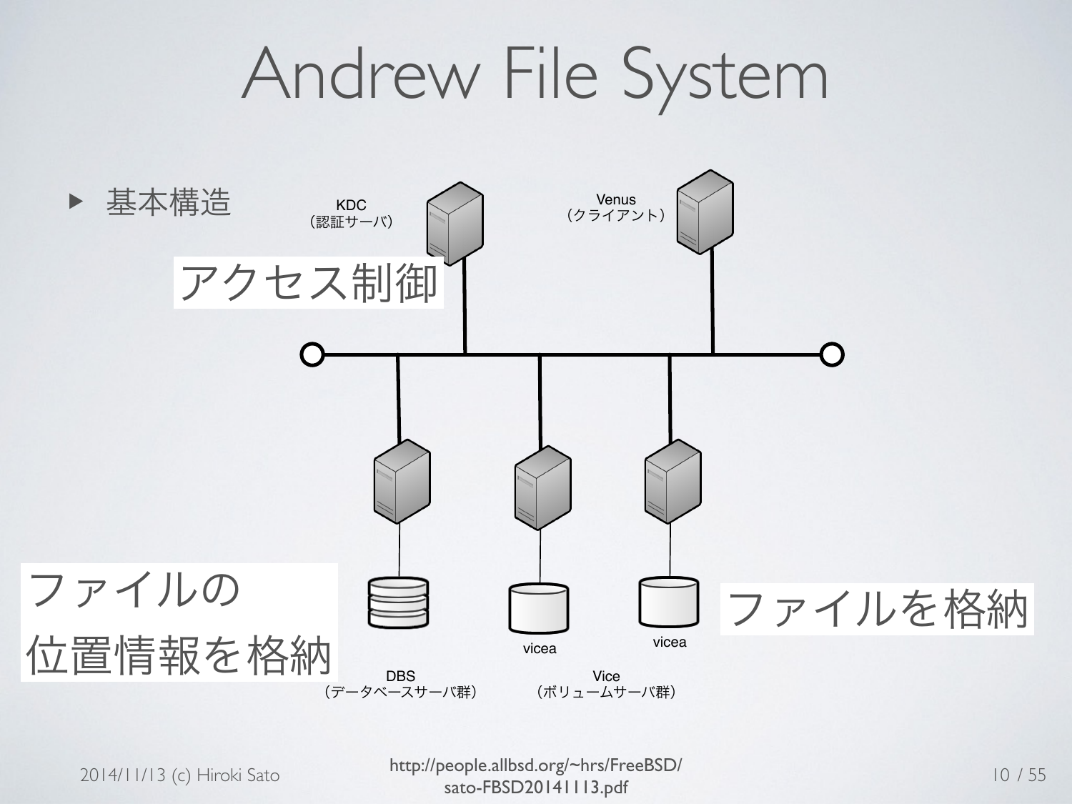# Andrew File System

- 基本構造

KDC
（認証サーバ）

アクセス制御

Venus
（クライアント）

ファイルの
位置情報を格納

vicea

vicea

ファイルを格納

DBS
（データベースサーバ群）

Vice
（ボリュームサーバ群）

2014/11/13 (c) Hiroki Sato

http://people.allbsd.org/~hrs/FreeBSD/sato-FBSD20141113.pdf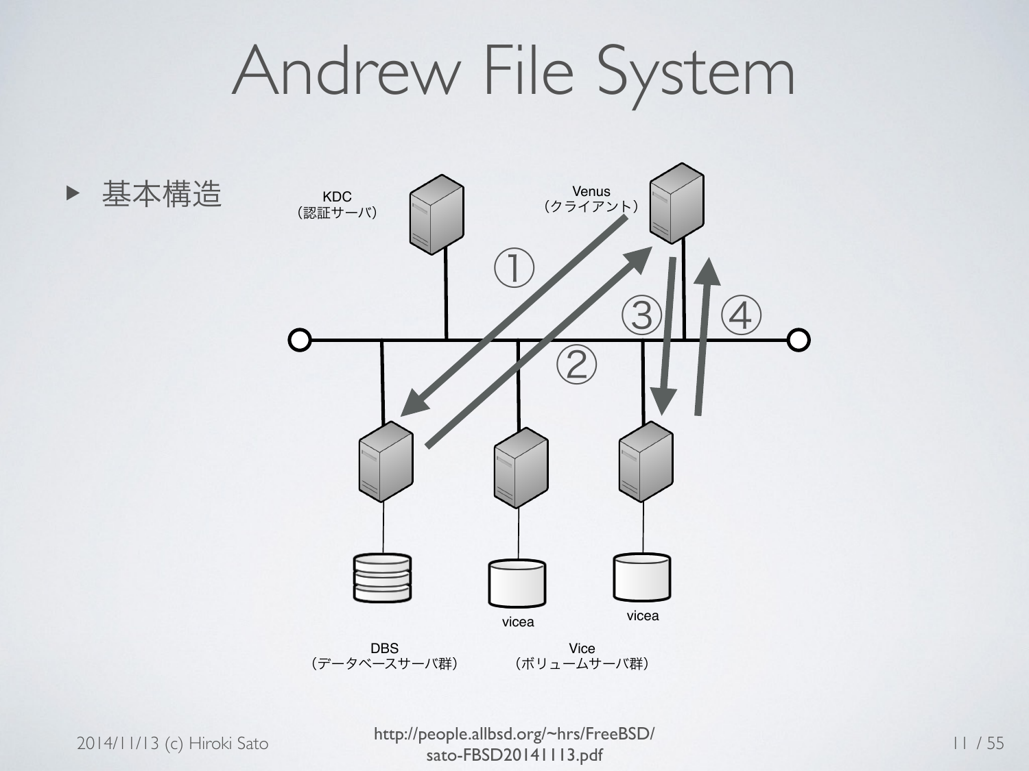# Andrew File System

- 基本構造

KDC
（認証サーバ）

Venus
（クライアント）

①

②

③

④

vicea

vicea

DBS
（データベースサーバ群）

Vice
（ボリュームサーバ群）

2014/11/13 (c) Hiroki Sato

http://people.allbsd.org/~hrs/FreeBSD/sato-FBSD20141113.pdf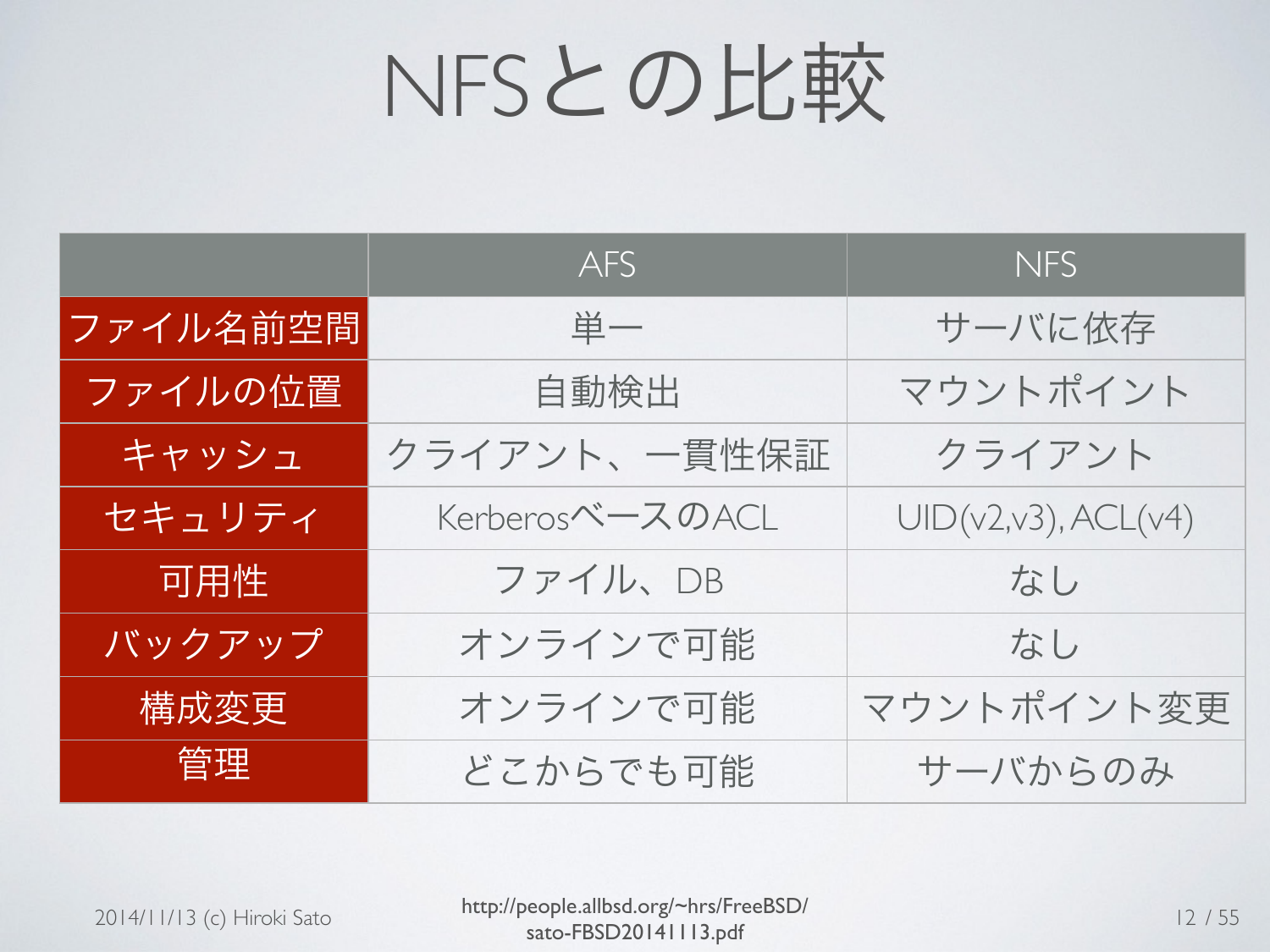# NFSとの比較

| | AFS | NFS |
|---|---|---|
| ファイル名前空間 | 単一 | サーバに依存 |
| ファイルの位置 | 自動検出 | マウントポイント |
| キャッシュ | クライアント、一貫性保証 | クライアント |
| セキュリティ | KerberosベースのACL | UID(v2,v3), ACL(v4) |
| 可用性 | ファイル、DB | なし |
| バックアップ | オンラインで可能 | なし |
| 構成変更 | オンラインで可能 | マウントポイント変更 |
| 管理 | どこからでも可能 | サーバからのみ |

2014/11/13 (c) Hiroki Sato

http://people.allbsd.org/~hrs/FreeBSD/sato-FBSD20141113.pdf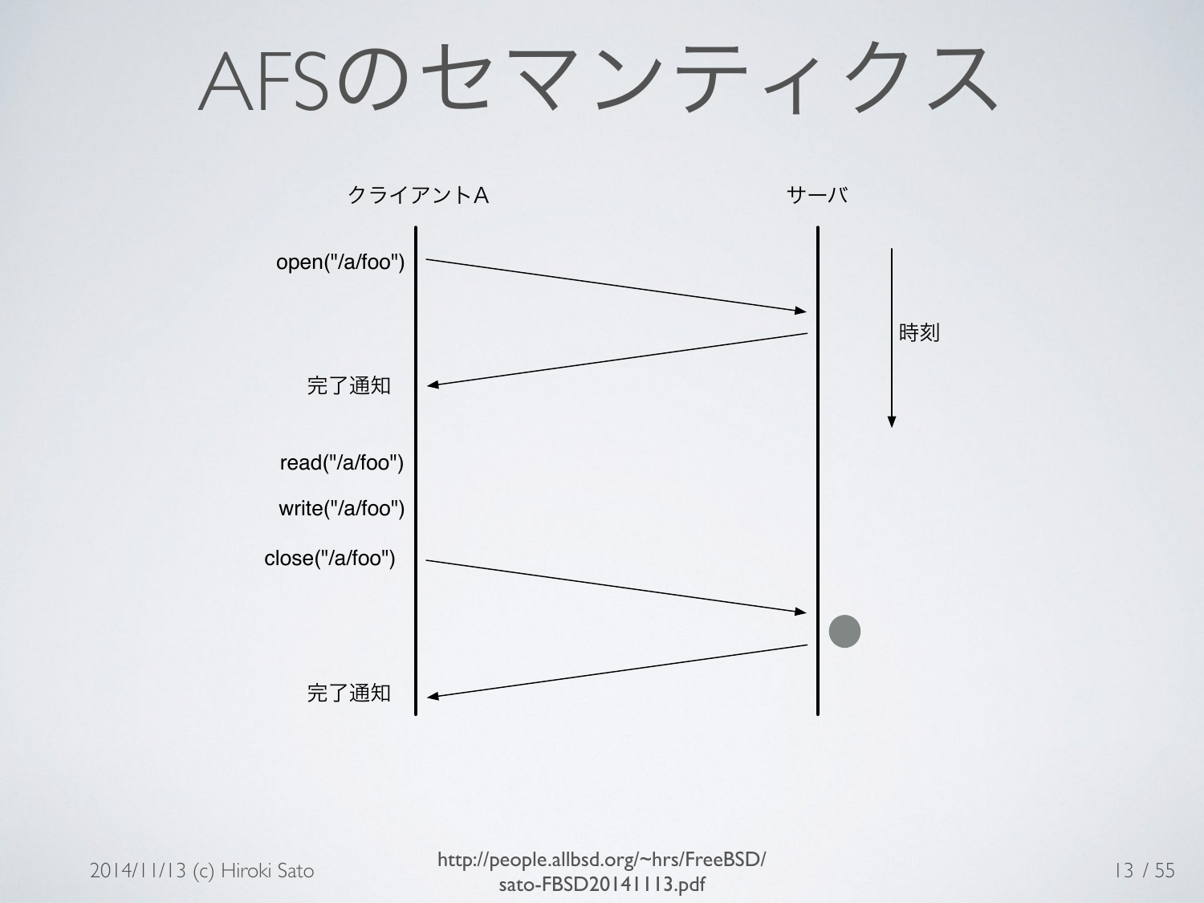# AFSのセマンティクス

クライアントA

サーバ

open("/a/foo")

完了通知

read("/a/foo")

write("/a/foo")

close("/a/foo")

完了通知

時刻

2014/11/13 (c) Hiroki Sato

http://people.allbsd.org/~hrs/FreeBSD/sato-FBSD20141113.pdf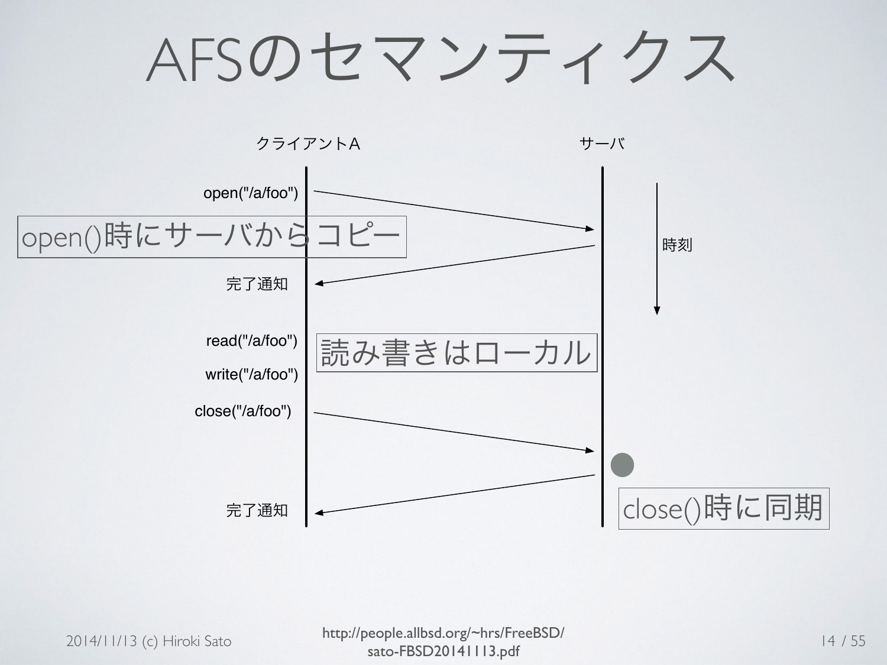# AFSのセマンティクス

クライアントA　　　　　　　　サーバ

open("/a/foo") →

open()時にサーバからコピー

← 完了通知

時刻 ↓

read("/a/foo")

write("/a/foo")

読み書きはローカル

close("/a/foo") →

close()時に同期

← 完了通知

2014/11/13 (c) Hiroki Sato

http://people.allbsd.org/~hrs/FreeBSD/sato-FBSD20141113.pdf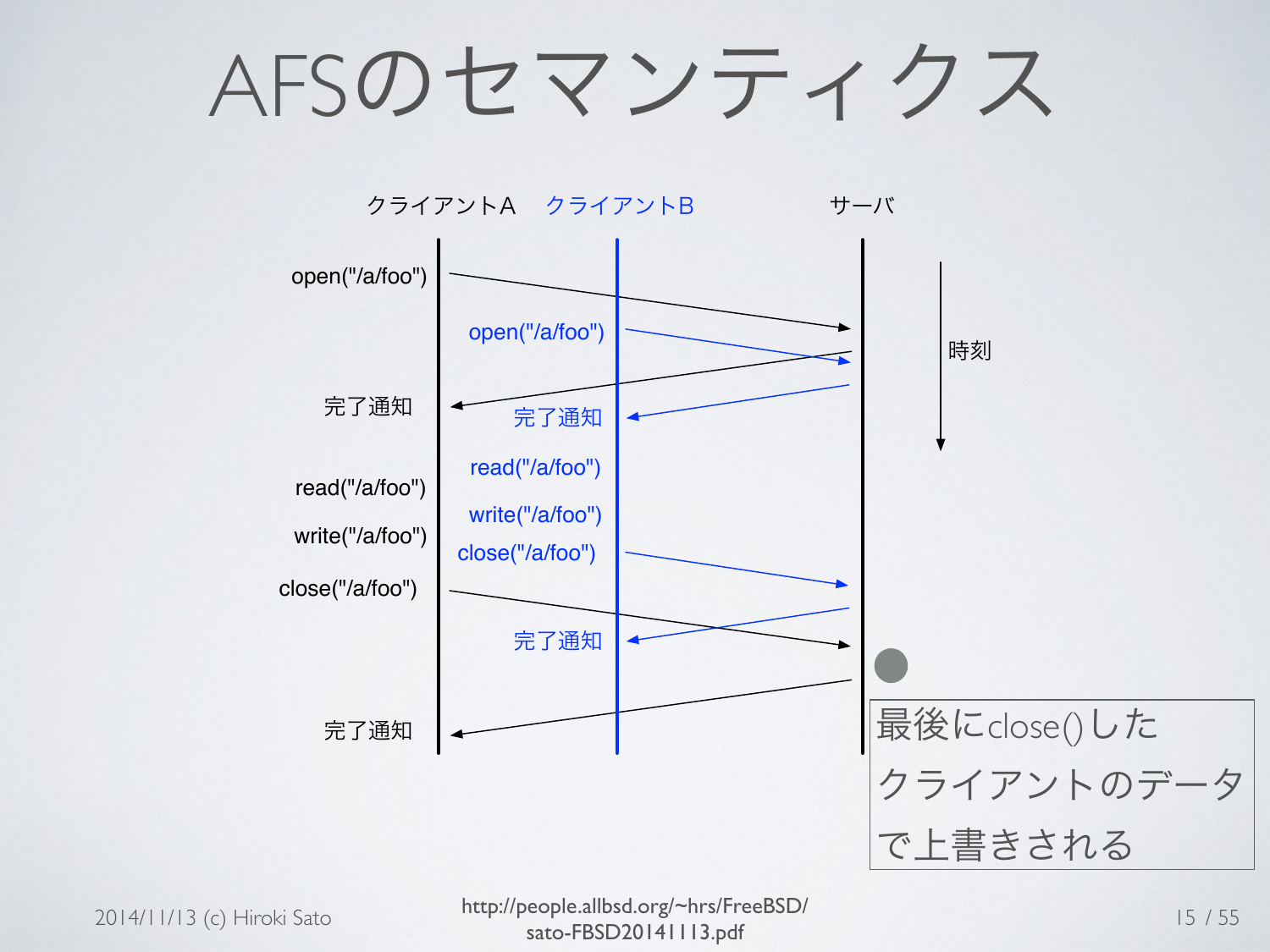# AFSのセマンティクス

クライアントA　クライアントB　サーバ

時刻

| クライアントA | クライアントB |
| --- | --- |
| open("/a/foo") | |
| | open("/a/foo") |
| 完了通知 | |
| | 完了通知 |
| | read("/a/foo") |
| read("/a/foo") | |
| | write("/a/foo") |
| write("/a/foo") | |
| | close("/a/foo") |
| close("/a/foo") | |
| | 完了通知 |
| 完了通知 | |

最後にclose()したクライアントのデータで上書きされる

http://people.allbsd.org/~hrs/FreeBSD/sato-FBSD20141113.pdf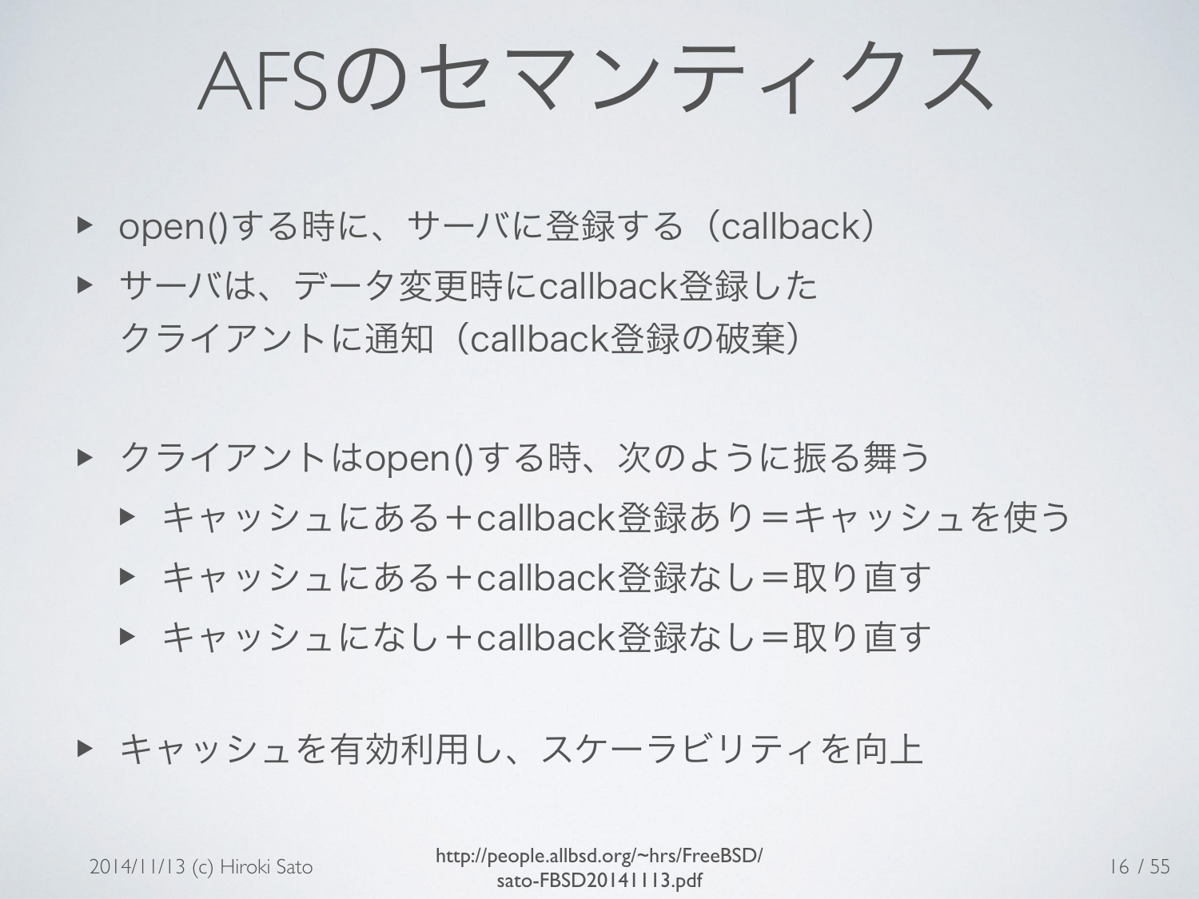# AFSのセマンティクス

- open()する時に、サーバに登録する（callback）
- サーバは、データ変更時にcallback登録したクライアントに通知（callback登録の破棄）

- クライアントはopen()する時、次のように振る舞う
  - キャッシュにある＋callback登録あり＝キャッシュを使う
  - キャッシュにある＋callback登録なし＝取り直す
  - キャッシュになし＋callback登録なし＝取り直す

- キャッシュを有効利用し、スケーラビリティを向上

2014/11/13 (c) Hiroki Sato

http://people.allbsd.org/~hrs/FreeBSD/sato-FBSD20141113.pdf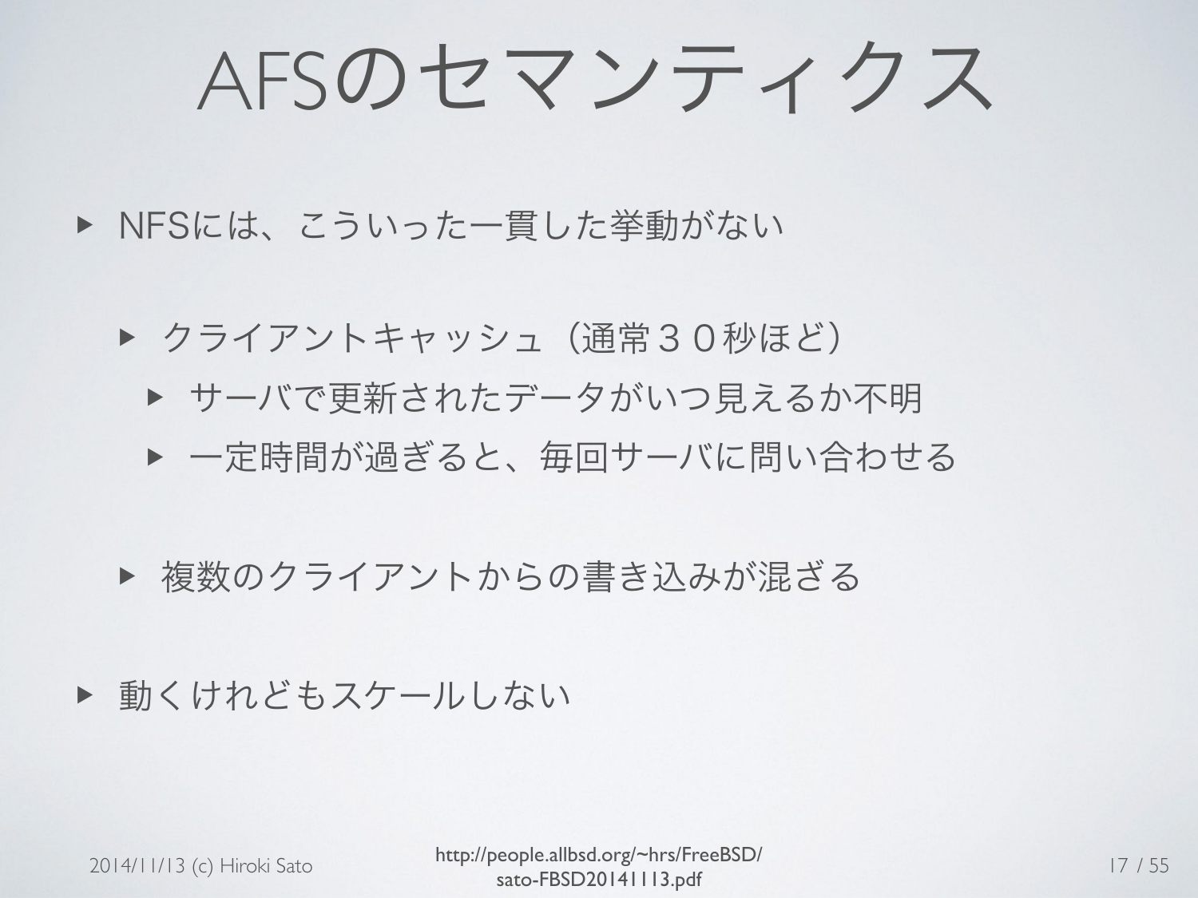# AFSのセマンティクス

- NFSには、こういった一貫した挙動がない
  - クライアントキャッシュ（通常３０秒ほど）
    - サーバで更新されたデータがいつ見えるか不明
    - 一定時間が過ぎると、毎回サーバに問い合わせる
  - 複数のクライアントからの書き込みが混ざる
- 動くけれどもスケールしない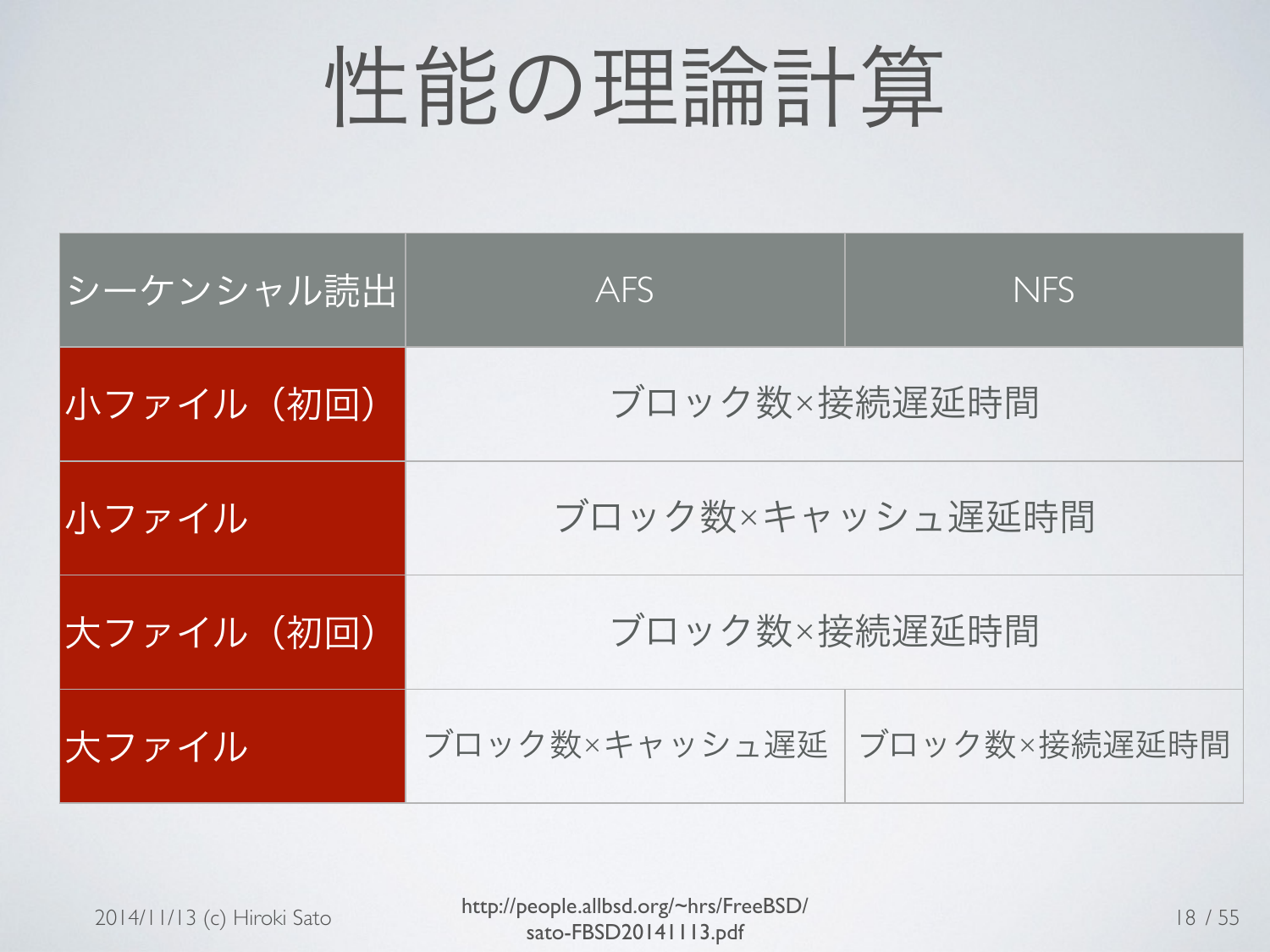# 性能の理論計算

| シーケンシャル読出 | AFS | NFS |
|---|---|---|
| 小ファイル（初回） | ブロック数×接続遅延時間 | |
| 小ファイル | ブロック数×キャッシュ遅延時間 | |
| 大ファイル（初回） | ブロック数×接続遅延時間 | |
| 大ファイル | ブロック数×キャッシュ遅延 | ブロック数×接続遅延時間 |

2014/11/13 (c) Hiroki Sato

http://people.allbsd.org/~hrs/FreeBSD/sato-FBSD20141113.pdf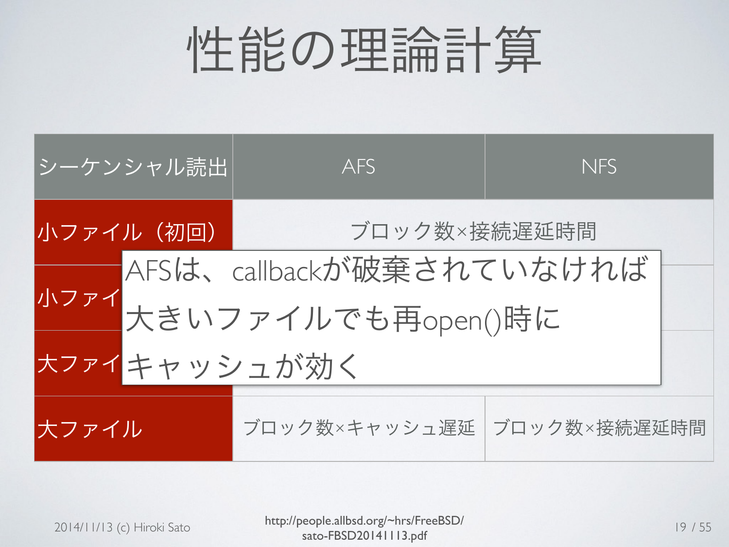# 性能の理論計算

| シーケンシャル読出 | AFS | NFS |
| --- | --- | --- |
| 小ファイル（初回） | ブロック数×接続遅延時間 | |
| 小ファイ | | |
| 大ファイ | | |
| 大ファイル | ブロック数×キャッシュ遅延 | ブロック数×接続遅延時間 |

AFSは、callbackが破棄されていなければ
大きいファイルでも再open()時に
キャッシュが効く

2014/11/13 (c) Hiroki Sato

http://people.allbsd.org/~hrs/FreeBSD/sato-FBSD20141113.pdf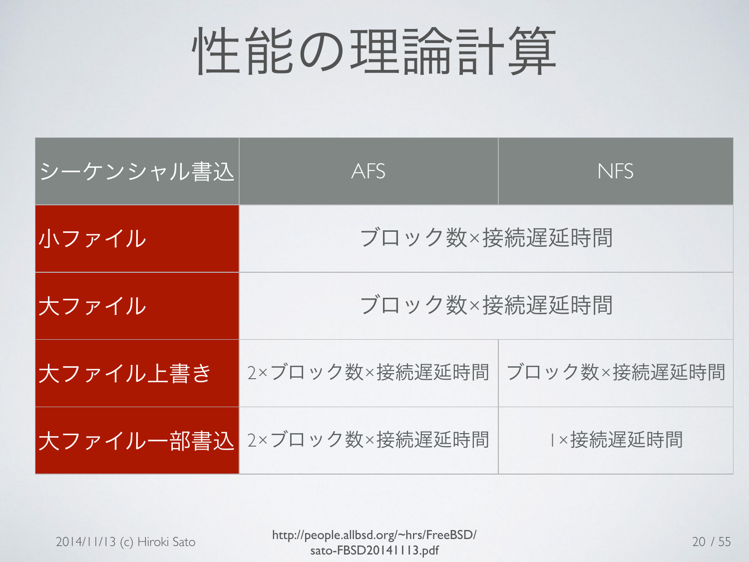# 性能の理論計算

| シーケンシャル書込 | AFS | NFS |
|---|---|---|
| 小ファイル | ブロック数×接続遅延時間 | |
| 大ファイル | ブロック数×接続遅延時間 | |
| 大ファイル上書き | 2×ブロック数×接続遅延時間 | ブロック数×接続遅延時間 |
| 大ファイル一部書込 | 2×ブロック数×接続遅延時間 | 1×接続遅延時間 |

2014/11/13 (c) Hiroki Sato

http://people.allbsd.org/~hrs/FreeBSD/sato-FBSD20141113.pdf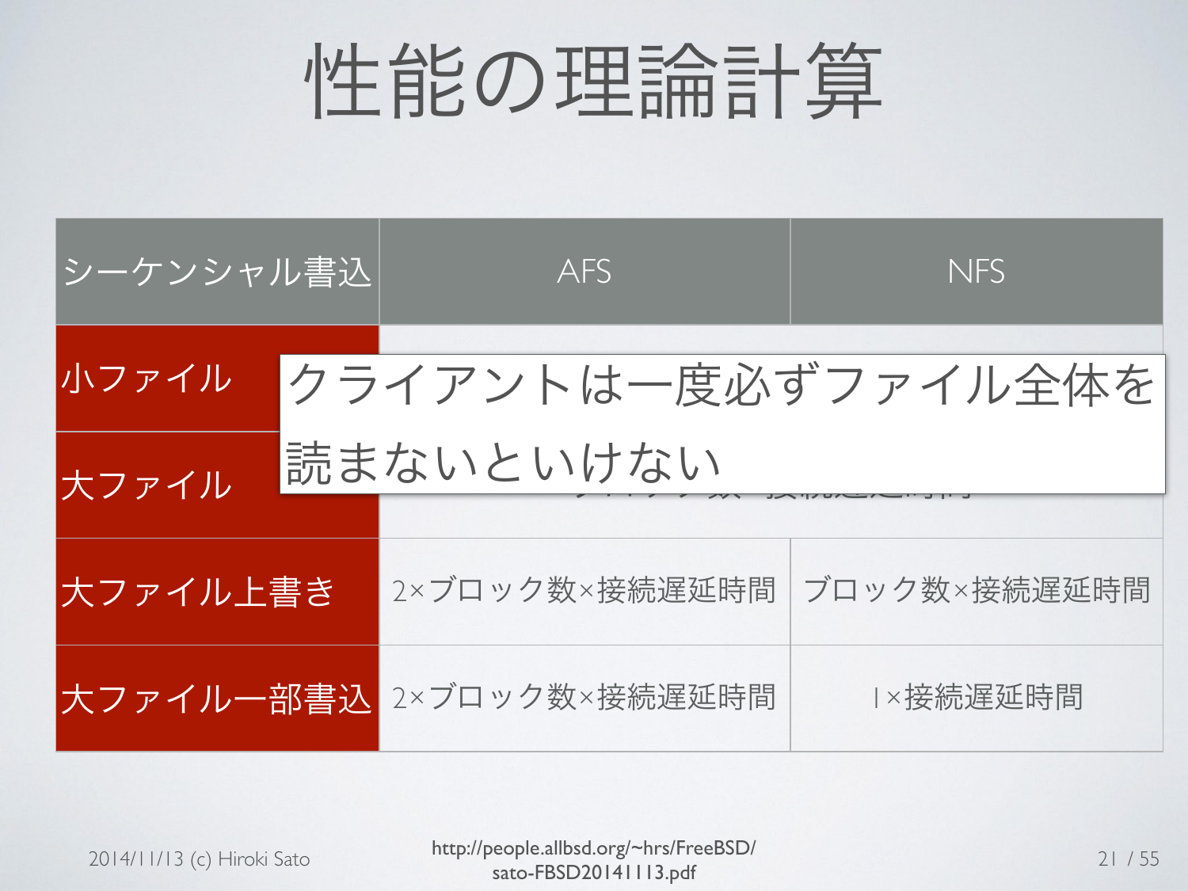# 性能の理論計算

| シーケンシャル書込 | AFS | NFS |
|---|---|---|
| 小ファイル | | |
| 大ファイル | | |
| 大ファイル上書き | 2×ブロック数×接続遅延時間 | ブロック数×接続遅延時間 |
| 大ファイル一部書込 | 2×ブロック数×接続遅延時間 | 1×接続遅延時間 |

クライアントは一度必ずファイル全体を読まないといけない

2014/11/13 (c) Hiroki Sato

http://people.allbsd.org/~hrs/FreeBSD/sato-FBSD20141113.pdf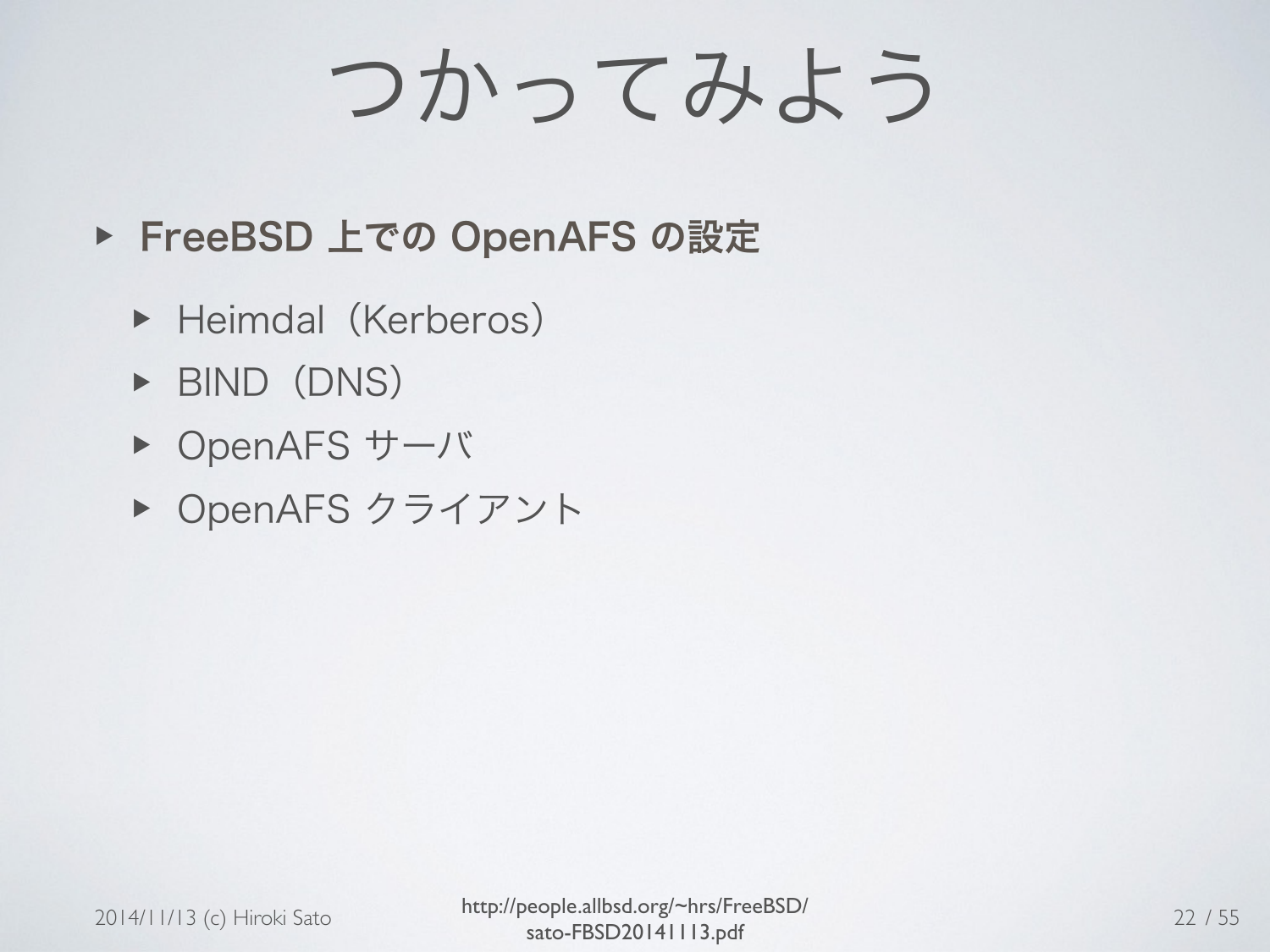# つかってみよう

- **FreeBSD 上での OpenAFS の設定**
  - Heimdal（Kerberos）
  - BIND（DNS）
  - OpenAFS サーバ
  - OpenAFS クライアント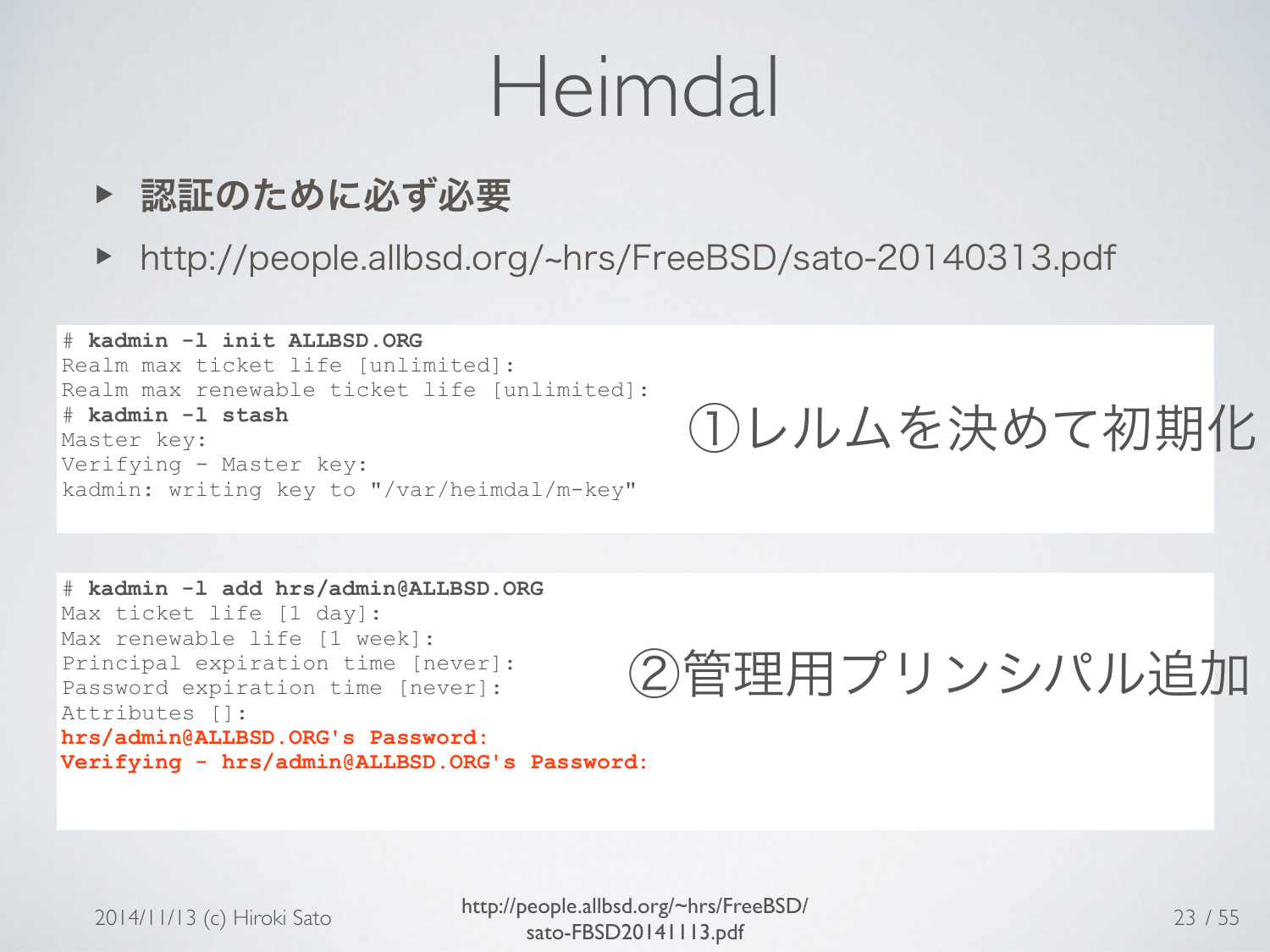# Heimdal

- **認証のために必ず必要**
- http://people.allbsd.org/~hrs/FreeBSD/sato-20140313.pdf

```
# kadmin -l init ALLBSD.ORG
Realm max ticket life [unlimited]:
Realm max renewable ticket life [unlimited]:
# kadmin -l stash
Master key:
Verifying - Master key:
kadmin: writing key to "/var/heimdal/m-key"
```

①レルムを決めて初期化

```
# kadmin -l add hrs/admin@ALLBSD.ORG
Max ticket life [1 day]:
Max renewable life [1 week]:
Principal expiration time [never]:
Password expiration time [never]:
Attributes []:
hrs/admin@ALLBSD.ORG's Password:
Verifying - hrs/admin@ALLBSD.ORG's Password:
```

②管理用プリンシパル追加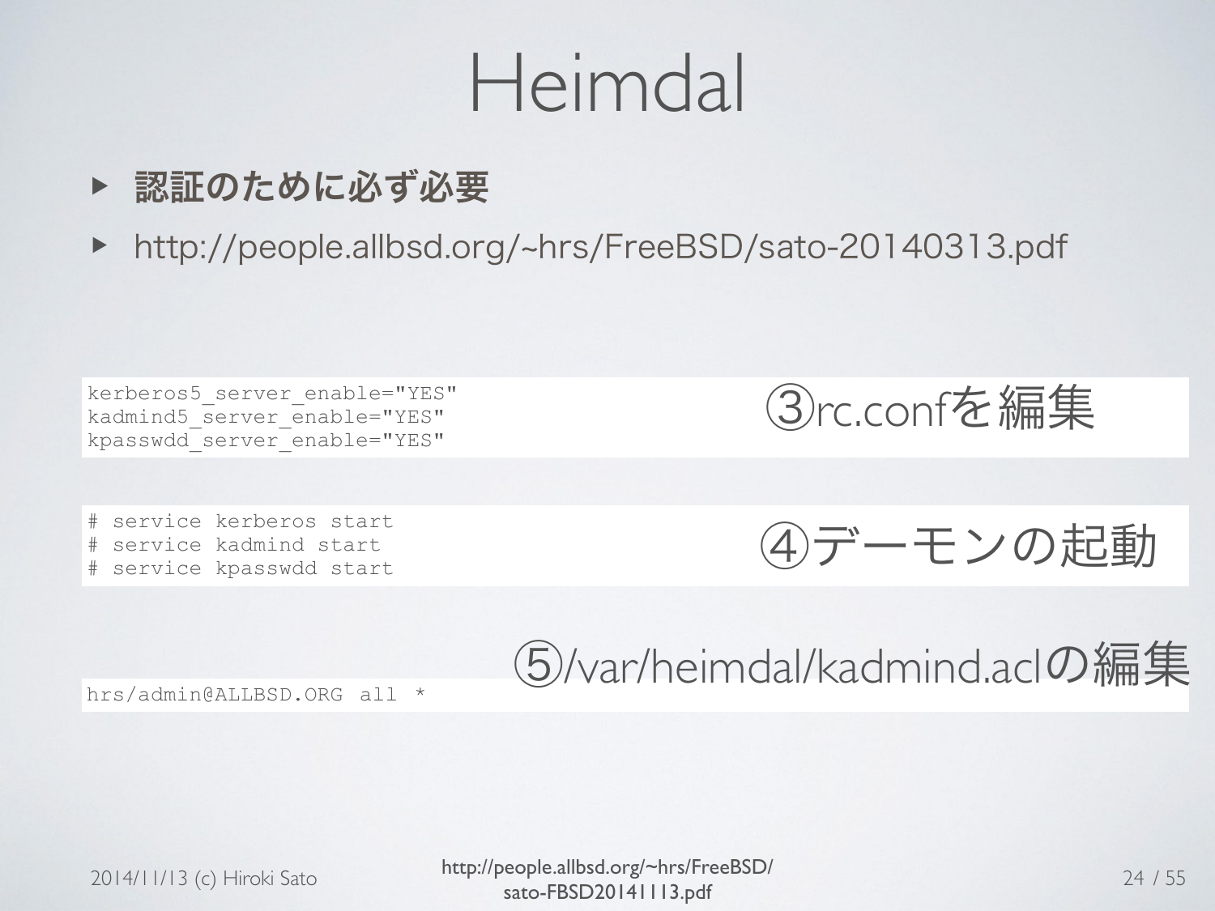# Heimdal

- **認証のために必ず必要**
- http://people.allbsd.org/~hrs/FreeBSD/sato-20140313.pdf

③rc.confを編集

```
kerberos5_server_enable="YES"
kadmind5_server_enable="YES"
kpasswdd_server_enable="YES"
```

④デーモンの起動

```
# service kerberos start
# service kadmind start
# service kpasswdd start
```

⑤/var/heimdal/kadmind.aclの編集

```
hrs/admin@ALLBSD.ORG all *
```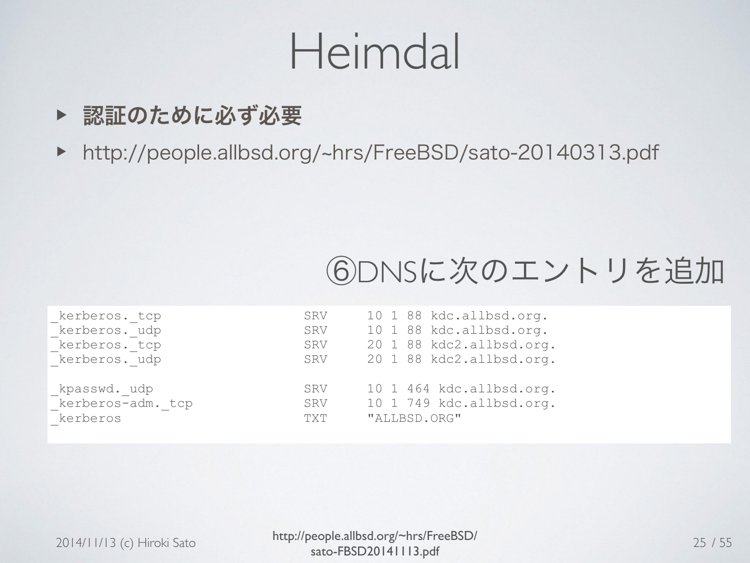# Heimdal

- **認証のために必ず必要**
- http://people.allbsd.org/~hrs/FreeBSD/sato-20140313.pdf

⑥DNSに次のエントリを追加

```
_kerberos._tcp              SRV     10 1 88 kdc.allbsd.org.
_kerberos._udp              SRV     10 1 88 kdc.allbsd.org.
_kerberos._tcp              SRV     20 1 88 kdc2.allbsd.org.
_kerberos._udp              SRV     20 1 88 kdc2.allbsd.org.

_kpasswd._udp               SRV     10 1 464 kdc.allbsd.org.
_kerberos-adm._tcp          SRV     10 1 749 kdc.allbsd.org.
_kerberos                   TXT     "ALLBSD.ORG"
```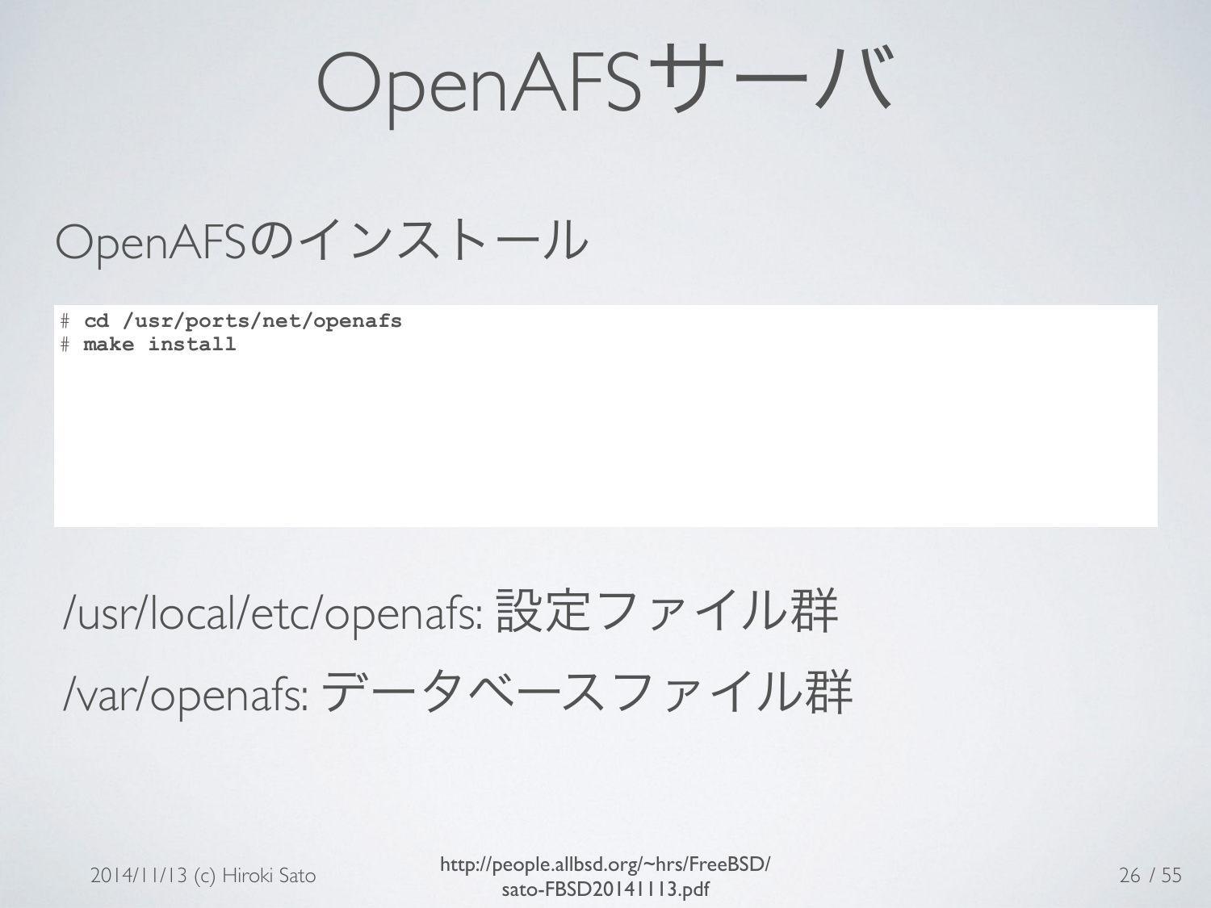# OpenAFSサーバ

## OpenAFSのインストール

```
# cd /usr/ports/net/openafs
# make install
```

/usr/local/etc/openafs: 設定ファイル群

/var/openafs: データベースファイル群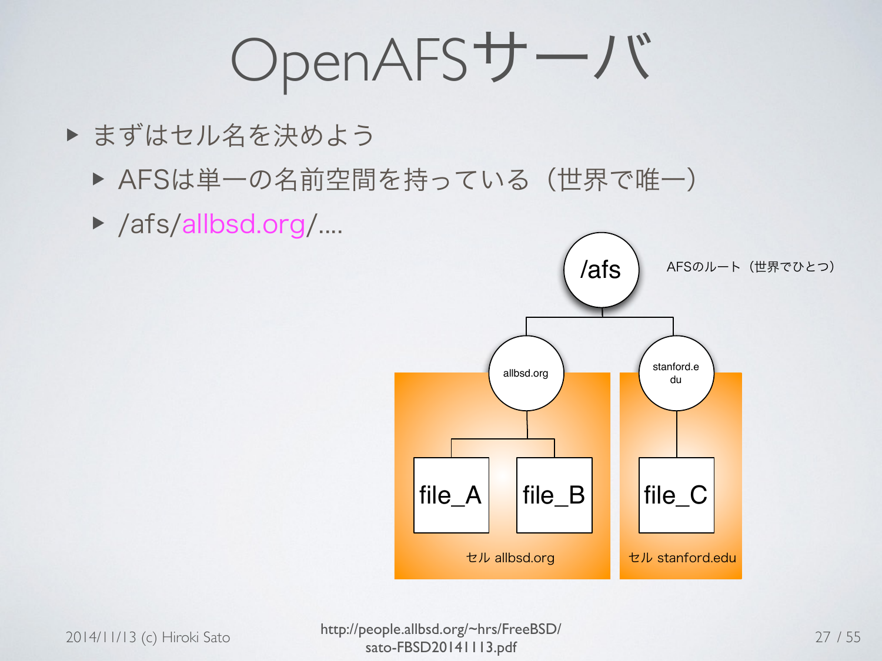# OpenAFSサーバ

- まずはセル名を決めよう
  - AFSは単一の名前空間を持っている（世界で唯一）
  - /afs/allbsd.org/....

/afs

AFSのルート（世界でひとつ）

allbsd.org

stanford.edu

file_A

file_B

file_C

セル allbsd.org

セル stanford.edu

2014/11/13 (c) Hiroki Sato

http://people.allbsd.org/~hrs/FreeBSD/sato-FBSD20141113.pdf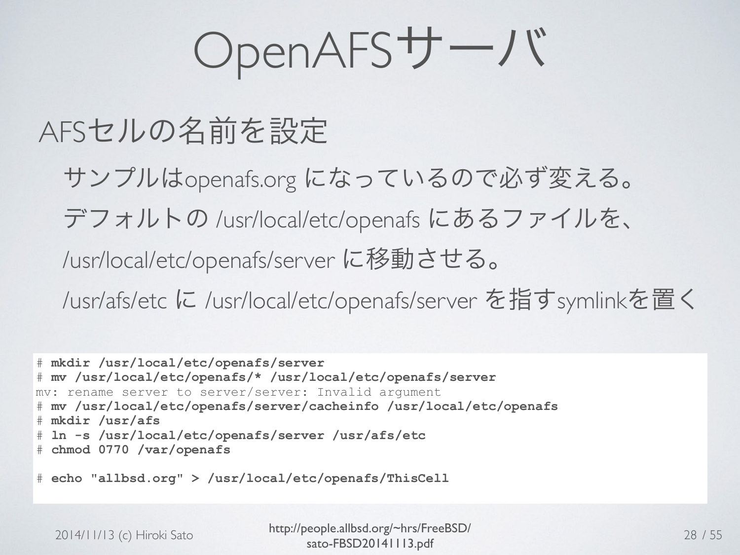# OpenAFSサーバ

## AFSセルの名前を設定

- サンプルはopenafs.org になっているので必ず変える。
- デフォルトの /usr/local/etc/openafs にあるファイルを、/usr/local/etc/openafs/server に移動させる。
- /usr/afs/etc に /usr/local/etc/openafs/server を指すsymlinkを置く

```
# mkdir /usr/local/etc/openafs/server
# mv /usr/local/etc/openafs/* /usr/local/etc/openafs/server
mv: rename server to server/server: Invalid argument
# mv /usr/local/etc/openafs/server/cacheinfo /usr/local/etc/openafs
# mkdir /usr/afs
# ln -s /usr/local/etc/openafs/server /usr/afs/etc
# chmod 0770 /var/openafs

# echo "allbsd.org" > /usr/local/etc/openafs/ThisCell
```

2014/11/13 (c) Hiroki Sato

http://people.allbsd.org/~hrs/FreeBSD/sato-FBSD20141113.pdf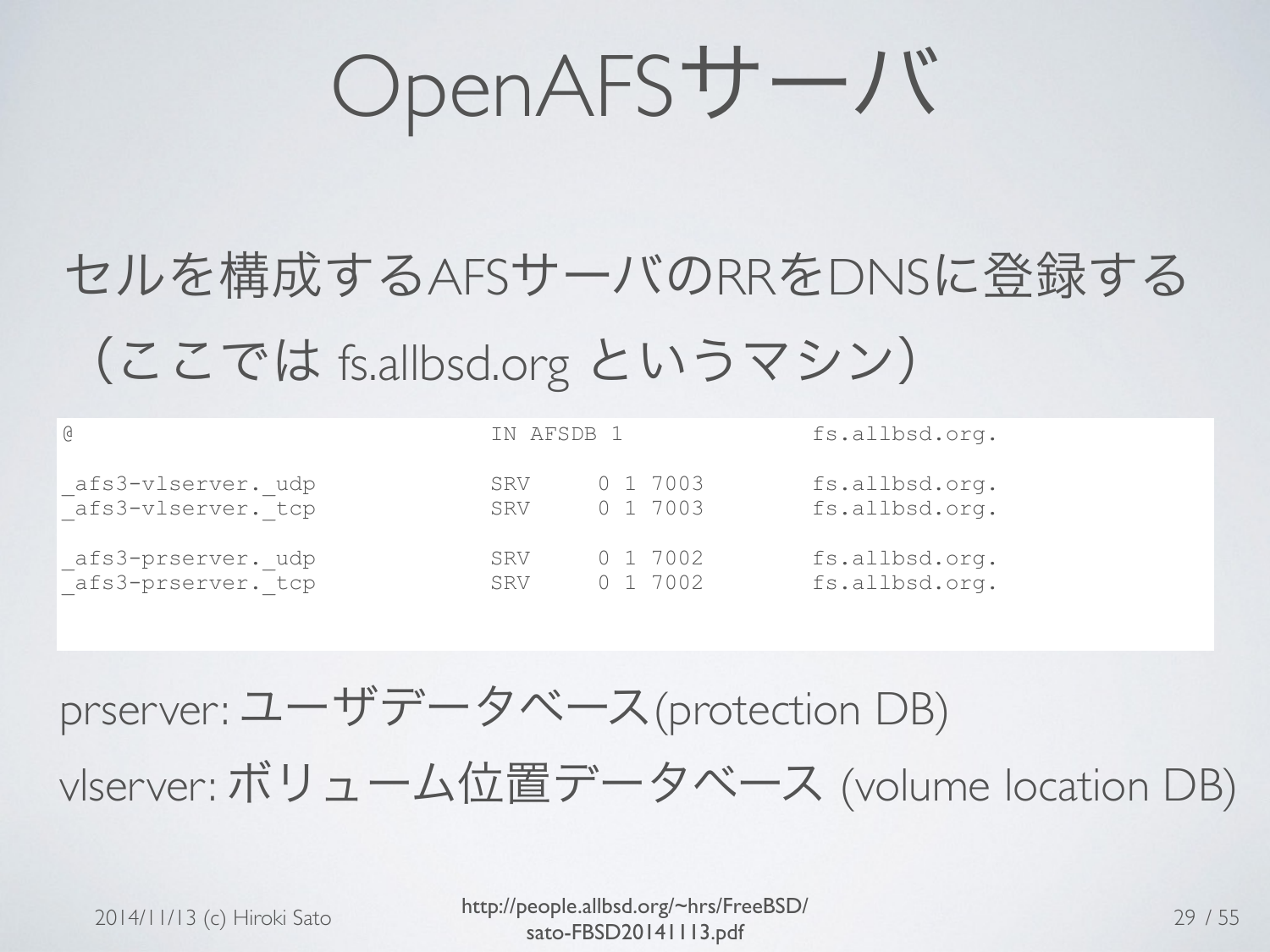# OpenAFSサーバ

セルを構成するAFSサーバのRRをDNSに登録する（ここでは fs.allbsd.org というマシン）

```
@                                 IN AFSDB 1              fs.allbsd.org.

_afs3-vlserver._udp               SRV     0 1 7003        fs.allbsd.org.
_afs3-vlserver._tcp               SRV     0 1 7003        fs.allbsd.org.

_afs3-prserver._udp               SRV     0 1 7002        fs.allbsd.org.
_afs3-prserver._tcp               SRV     0 1 7002        fs.allbsd.org.
```

prserver: ユーザデータベース(protection DB)

vlserver: ボリューム位置データベース (volume location DB)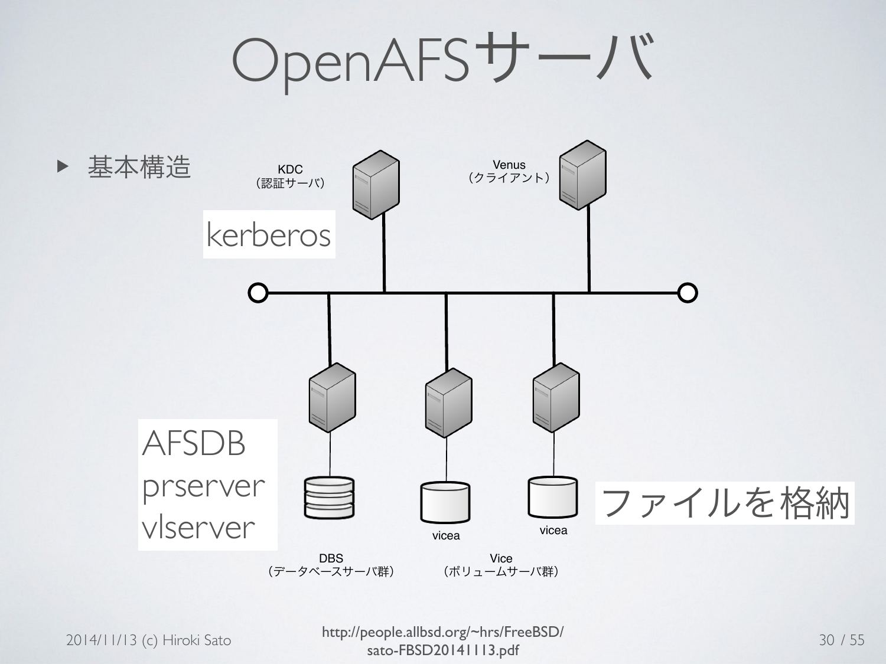# OpenAFSサーバ

- 基本構造

KDC
（認証サーバ）

kerberos

Venus
（クライアント）

AFSDB
prserver
vlserver

vicea

vicea

ファイルを格納

DBS
（データベースサーバ群）

Vice
（ボリュームサーバ群）

2014/11/13 (c) Hiroki Sato

http://people.allbsd.org/~hrs/FreeBSD/sato-FBSD20141113.pdf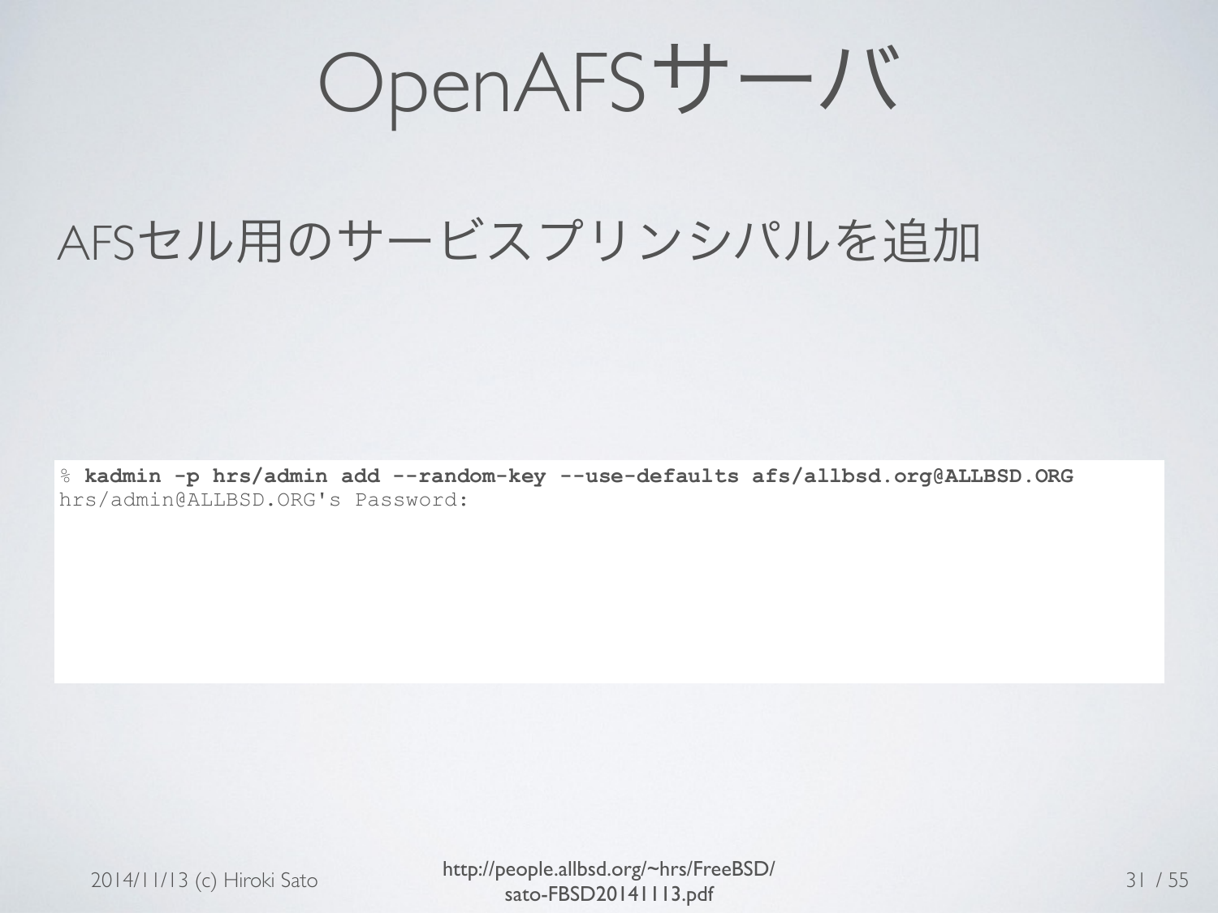# OpenAFSサーバ

## AFSセル用のサービスプリンシパルを追加

```
% kadmin -p hrs/admin add --random-key --use-defaults afs/allbsd.org@ALLBSD.ORG
hrs/admin@ALLBSD.ORG's Password:
```

http://people.allbsd.org/~hrs/FreeBSD/sato-FBSD20141113.pdf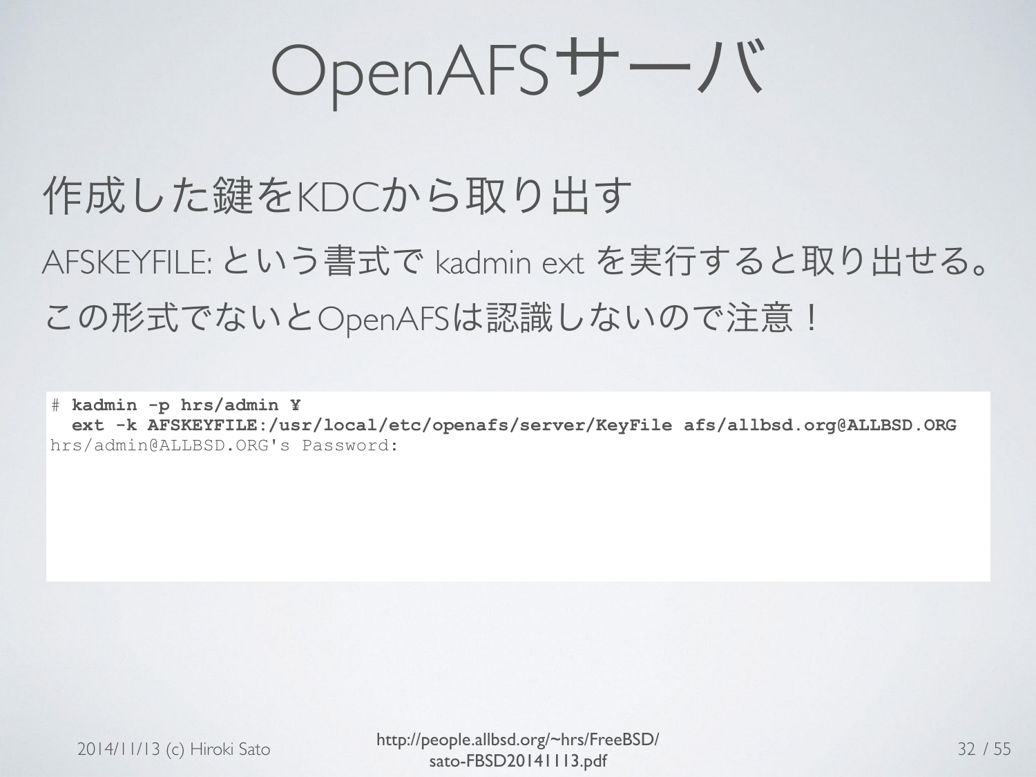# OpenAFSサーバ

## 作成した鍵をKDCから取り出す

AFSKEYFILE: という書式で kadmin ext を実行すると取り出せる。
この形式でないとOpenAFSは認識しないので注意！

```
# kadmin -p hrs/admin ¥
  ext -k AFSKEYFILE:/usr/local/etc/openafs/server/KeyFile afs/allbsd.org@ALLBSD.ORG
hrs/admin@ALLBSD.ORG's Password:
```

2014/11/13 (c) Hiroki Sato

http://people.allbsd.org/~hrs/FreeBSD/sato-FBSD20141113.pdf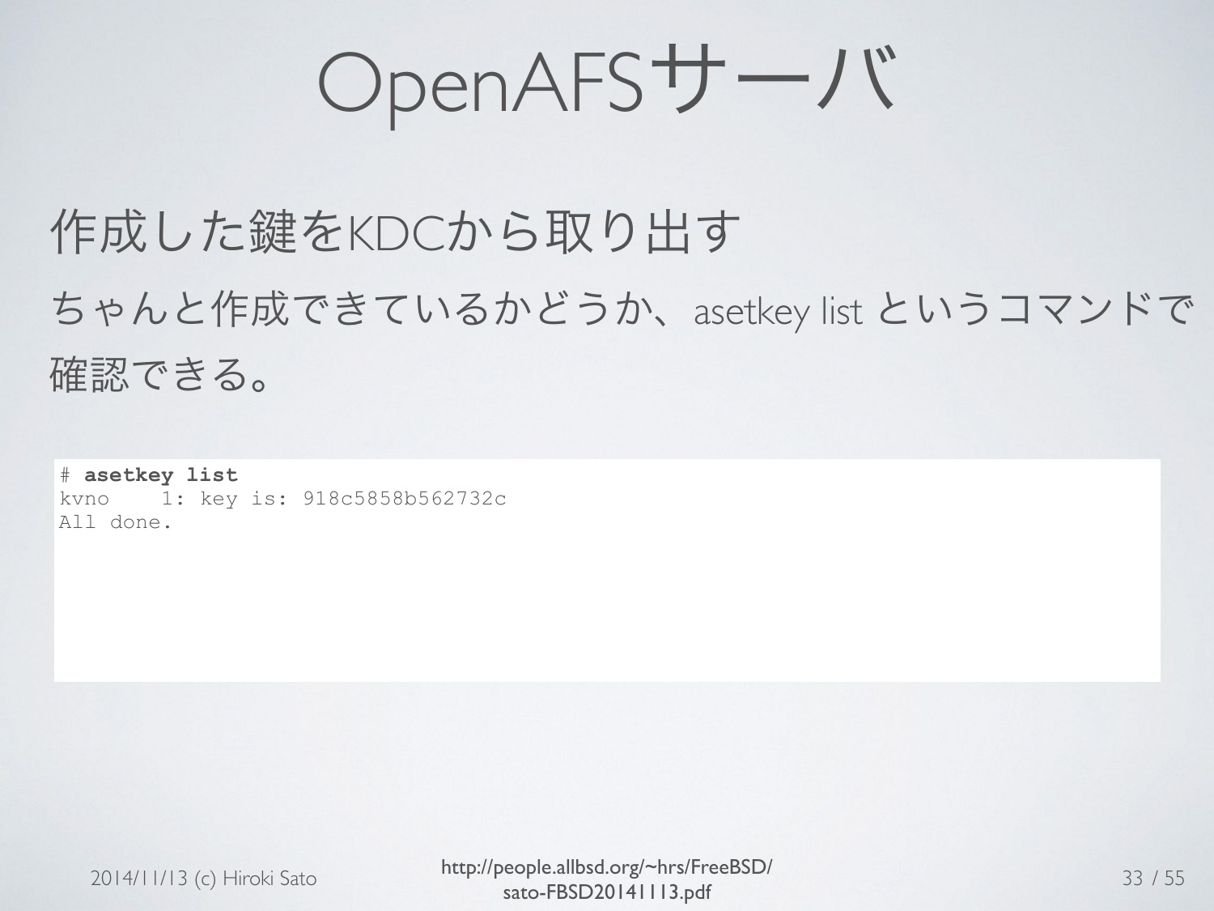# OpenAFSサーバ

## 作成した鍵をKDCから取り出す

ちゃんと作成できているかどうか、asetkey list というコマンドで確認できる。

```
# asetkey list
kvno    1: key is: 918c5858b562732c
All done.
```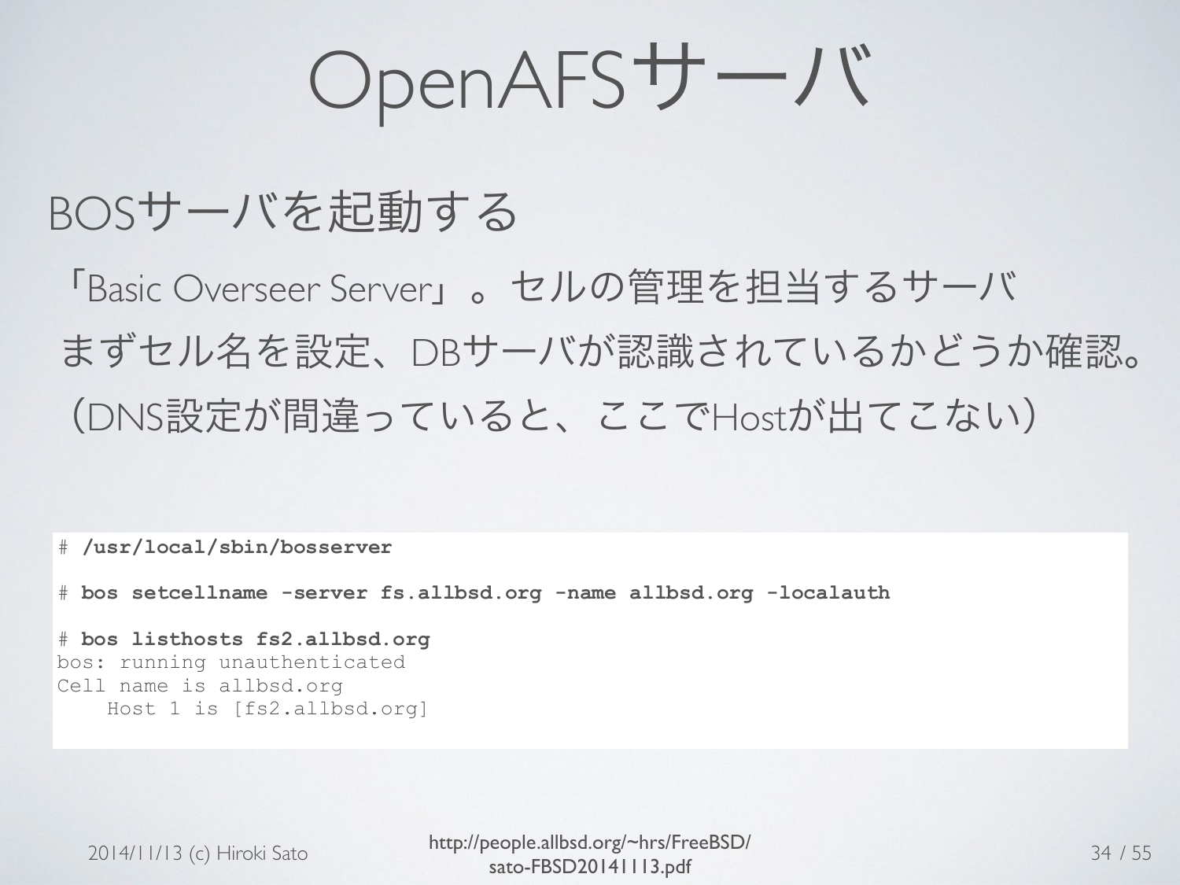# OpenAFSサーバ

## BOSサーバを起動する

「Basic Overseer Server」。セルの管理を担当するサーバ

まずセル名を設定、DBサーバが認識されているかどうか確認。

（DNS設定が間違っていると、ここでHostが出てこない）

```
# /usr/local/sbin/bosserver

# bos setcellname -server fs.allbsd.org -name allbsd.org -localauth

# bos listhosts fs2.allbsd.org
bos: running unauthenticated
Cell name is allbsd.org
    Host 1 is [fs2.allbsd.org]
```

2014/11/13 (c) Hiroki Sato

http://people.allbsd.org/~hrs/FreeBSD/sato-FBSD20141113.pdf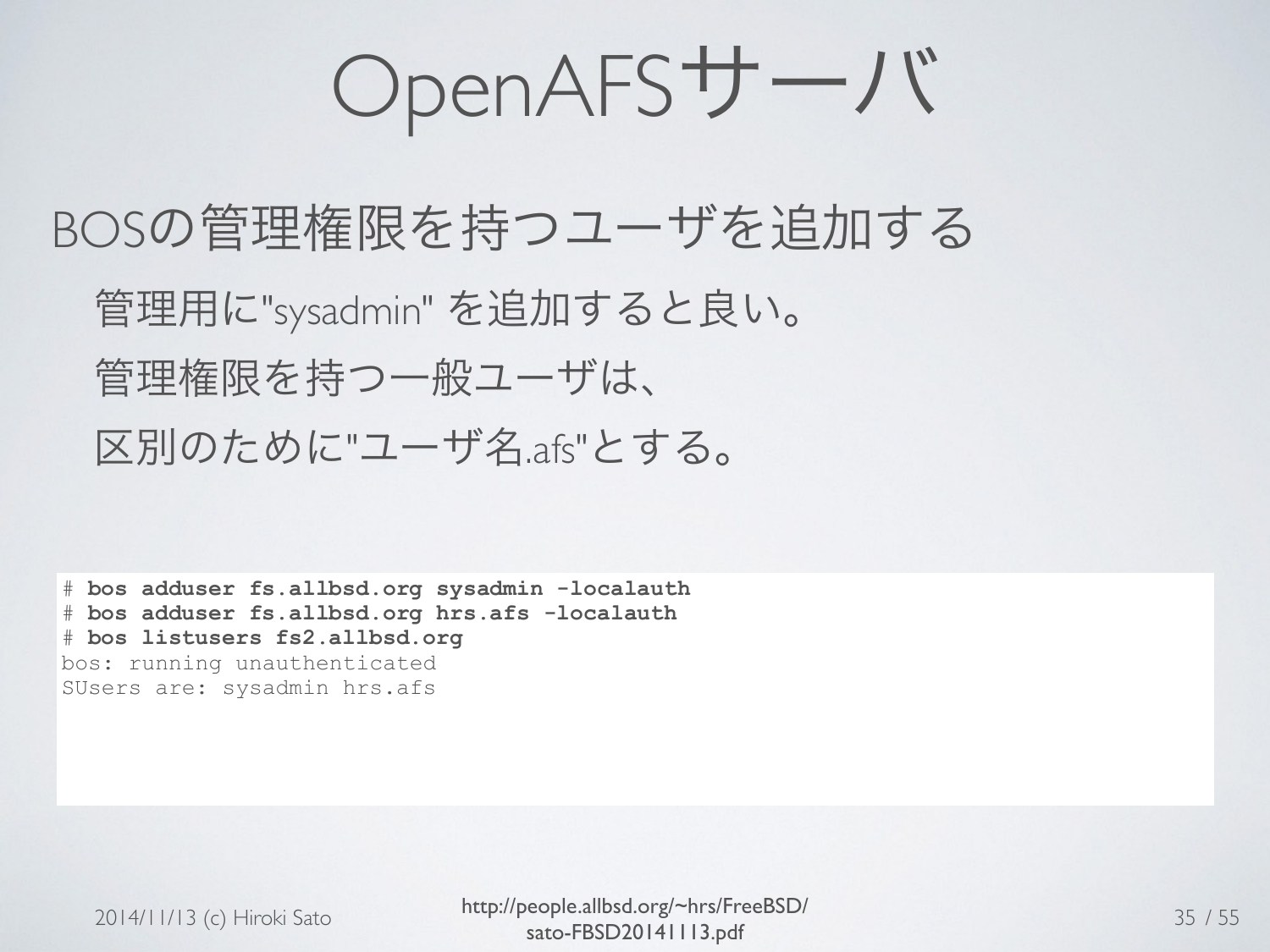# OpenAFSサーバ

## BOSの管理権限を持つユーザを追加する

- 管理用に"sysadmin" を追加すると良い。
- 管理権限を持つ一般ユーザは、
- 区別のために"ユーザ名.afs"とする。

```
# bos adduser fs.allbsd.org sysadmin -localauth
# bos adduser fs.allbsd.org hrs.afs -localauth
# bos listusers fs2.allbsd.org
bos: running unauthenticated
SUsers are: sysadmin hrs.afs
```

2014/11/13 (c) Hiroki Sato

http://people.allbsd.org/~hrs/FreeBSD/sato-FBSD20141113.pdf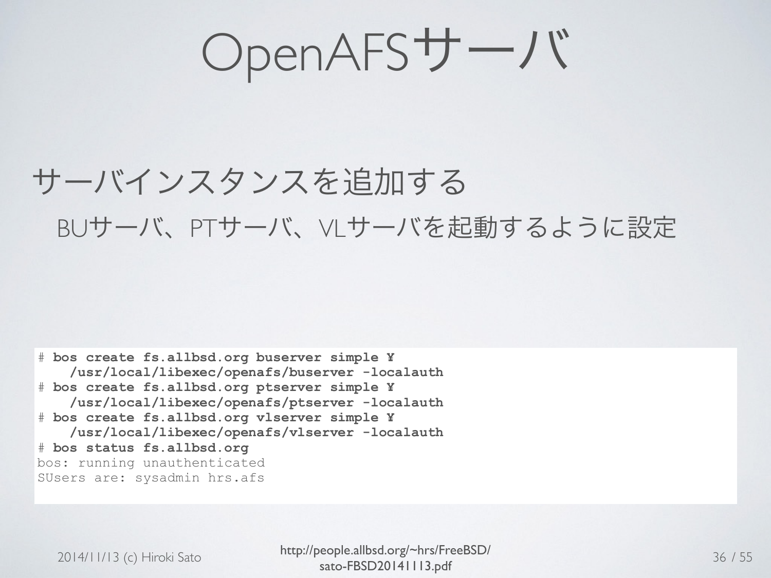# OpenAFSサーバ

## サーバインスタンスを追加する

BUサーバ、PTサーバ、VLサーバを起動するように設定

```
# bos create fs.allbsd.org buserver simple ¥
    /usr/local/libexec/openafs/buserver -localauth
# bos create fs.allbsd.org ptserver simple ¥
    /usr/local/libexec/openafs/ptserver -localauth
# bos create fs.allbsd.org vlserver simple ¥
    /usr/local/libexec/openafs/vlserver -localauth
# bos status fs.allbsd.org
bos: running unauthenticated
SUsers are: sysadmin hrs.afs
```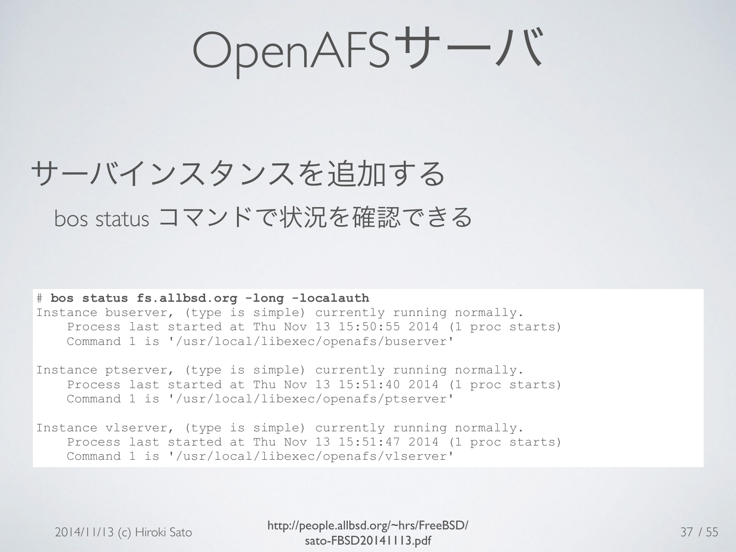# OpenAFSサーバ

- サーバインスタンスを追加する
  - bos status コマンドで状況を確認できる

```
# bos status fs.allbsd.org -long -localauth
Instance buserver, (type is simple) currently running normally.
    Process last started at Thu Nov 13 15:50:55 2014 (1 proc starts)
    Command 1 is '/usr/local/libexec/openafs/buserver'

Instance ptserver, (type is simple) currently running normally.
    Process last started at Thu Nov 13 15:51:40 2014 (1 proc starts)
    Command 1 is '/usr/local/libexec/openafs/ptserver'

Instance vlserver, (type is simple) currently running normally.
    Process last started at Thu Nov 13 15:51:47 2014 (1 proc starts)
    Command 1 is '/usr/local/libexec/openafs/vlserver'
```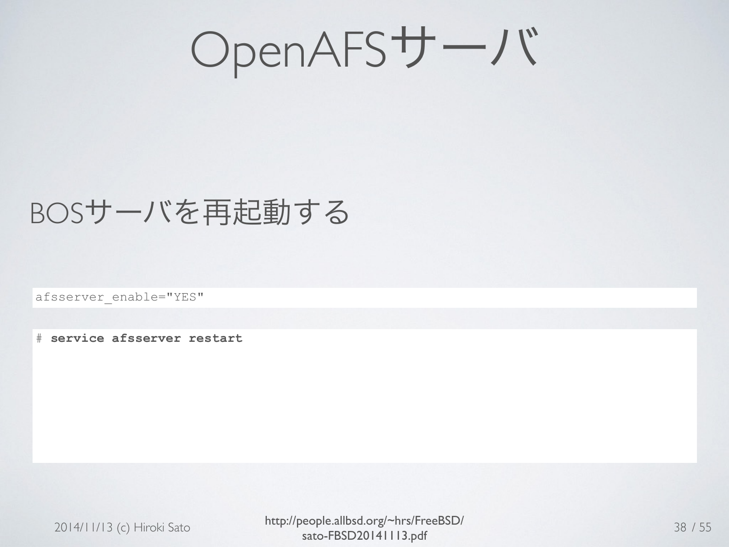# OpenAFSサーバ

BOSサーバを再起動する

```
afsserver_enable="YES"
```

```
# service afsserver restart
```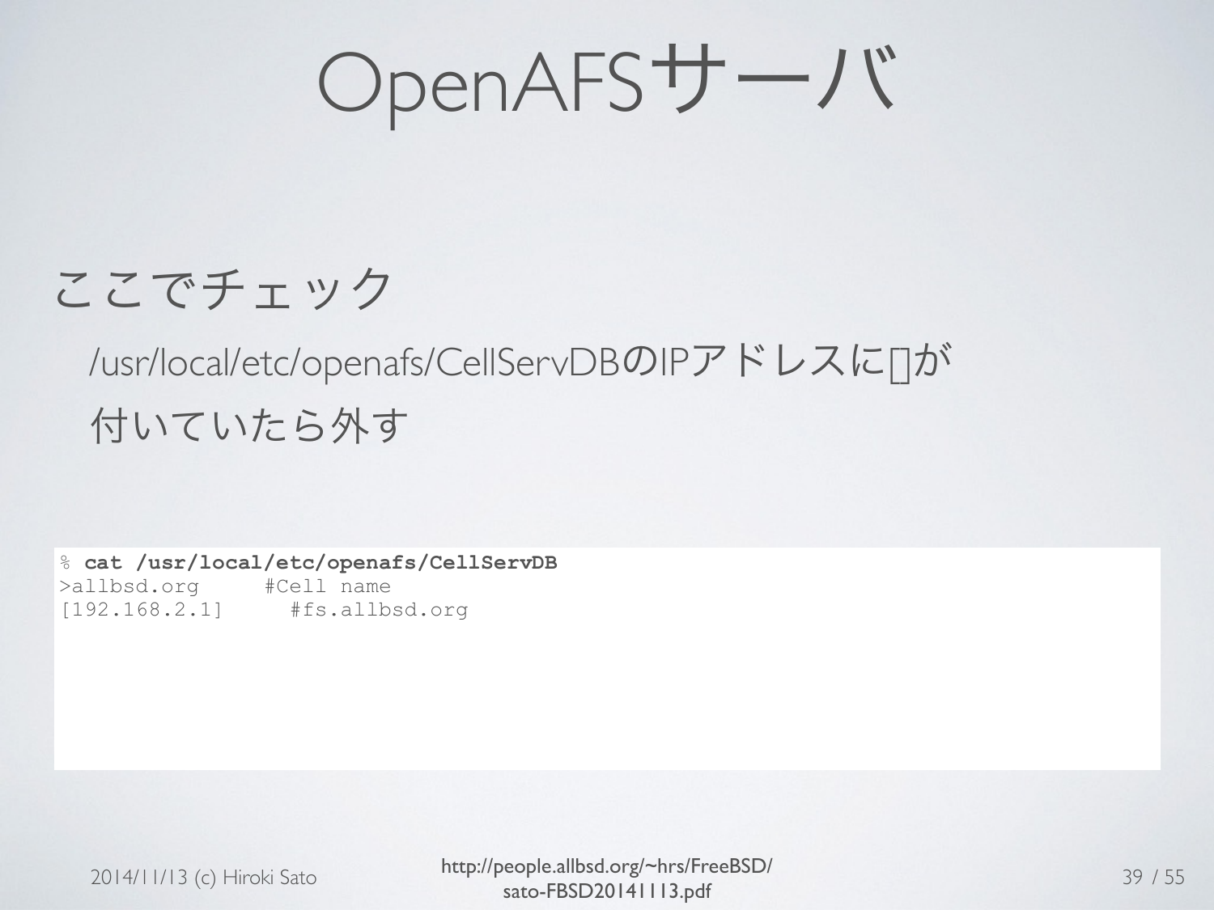# OpenAFSサーバ

ここでチェック

- /usr/local/etc/openafs/CellServDBのIPアドレスに[]が付いていたら外す

```
% cat /usr/local/etc/openafs/CellServDB
>allbsd.org      #Cell name
[192.168.2.1]     #fs.allbsd.org
```

2014/11/13 (c) Hiroki Sato

http://people.allbsd.org/~hrs/FreeBSD/sato-FBSD20141113.pdf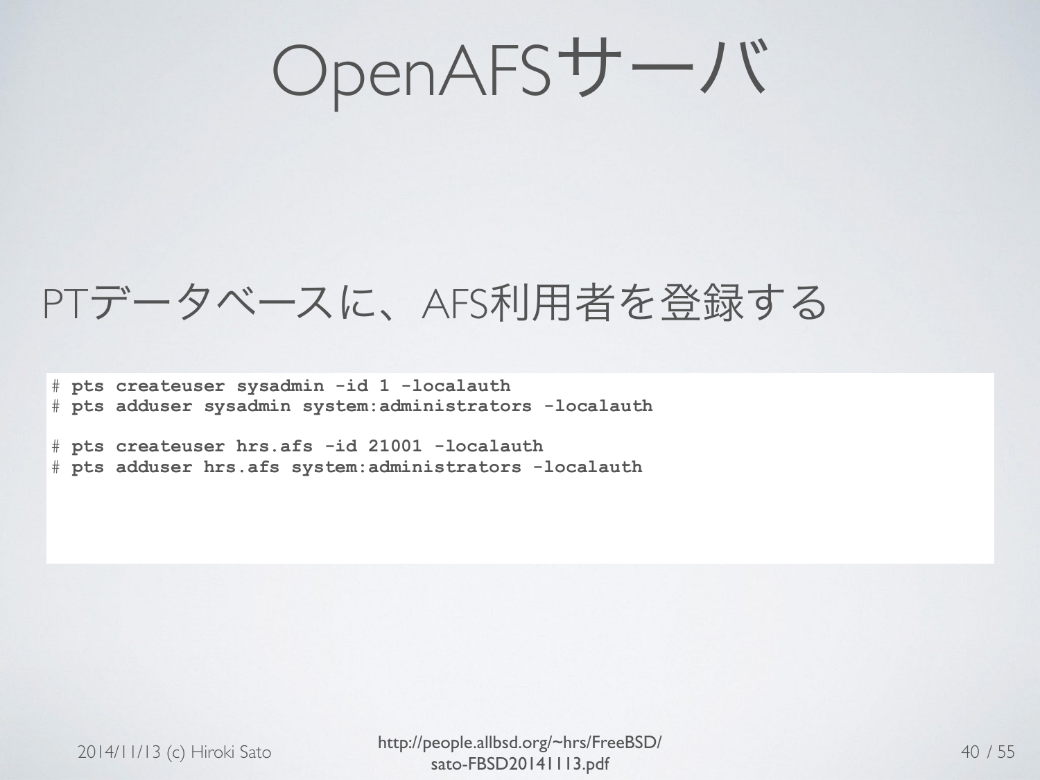# OpenAFSサーバ

PTデータベースに、AFS利用者を登録する

```
# pts createuser sysadmin -id 1 -localauth
# pts adduser sysadmin system:administrators -localauth

# pts createuser hrs.afs -id 21001 -localauth
# pts adduser hrs.afs system:administrators -localauth
```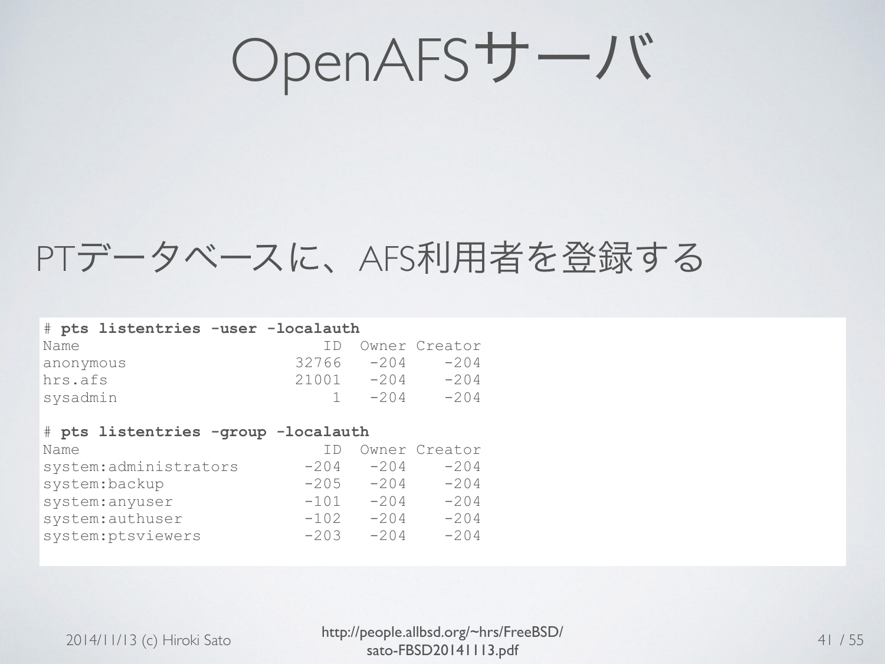# OpenAFSサーバ

PTデータベースに、AFS利用者を登録する

```
# pts listentries -user -localauth
Name                          ID  Owner Creator
anonymous                  32766   -204    -204
hrs.afs                    21001   -204    -204
sysadmin                       1   -204    -204

# pts listentries -group -localauth
Name                          ID  Owner Creator
system:administrators       -204   -204    -204
system:backup               -205   -204    -204
system:anyuser              -101   -204    -204
system:authuser             -102   -204    -204
system:ptsviewers           -203   -204    -204
```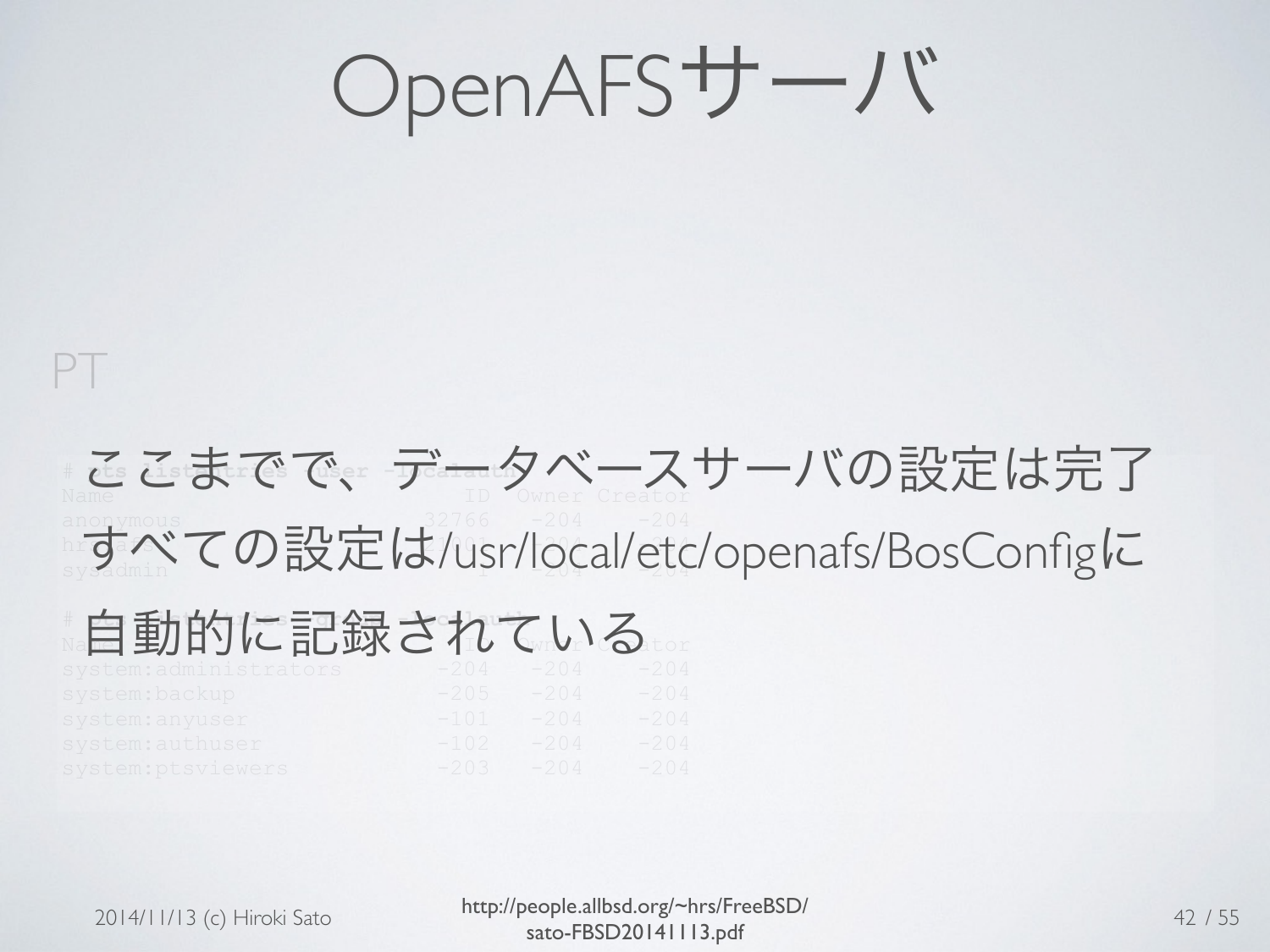# OpenAFSサーバ

PT

ここまでで、データベースサーバの設定は完了

すべての設定は/usr/local/etc/openafs/BosConfigに自動的に記録されている

```
# pts listentries -user -localauth
Name                          ID  Owner Creator
anonymous                  32766   -204    -204
hrs.afs                    1001    -204    -204
sysadmin                      1    -204    -204

# pts listentries -group -localauth
Name                          ID  Owner Creator
system:administrators       -204   -204    -204
system:backup               -205   -204    -204
system:anyuser              -101   -204    -204
system:authuser             -102   -204    -204
system:ptsviewers           -203   -204    -204
```

2014/11/13 (c) Hiroki Sato

http://people.allbsd.org/~hrs/FreeBSD/sato-FBSD20141113.pdf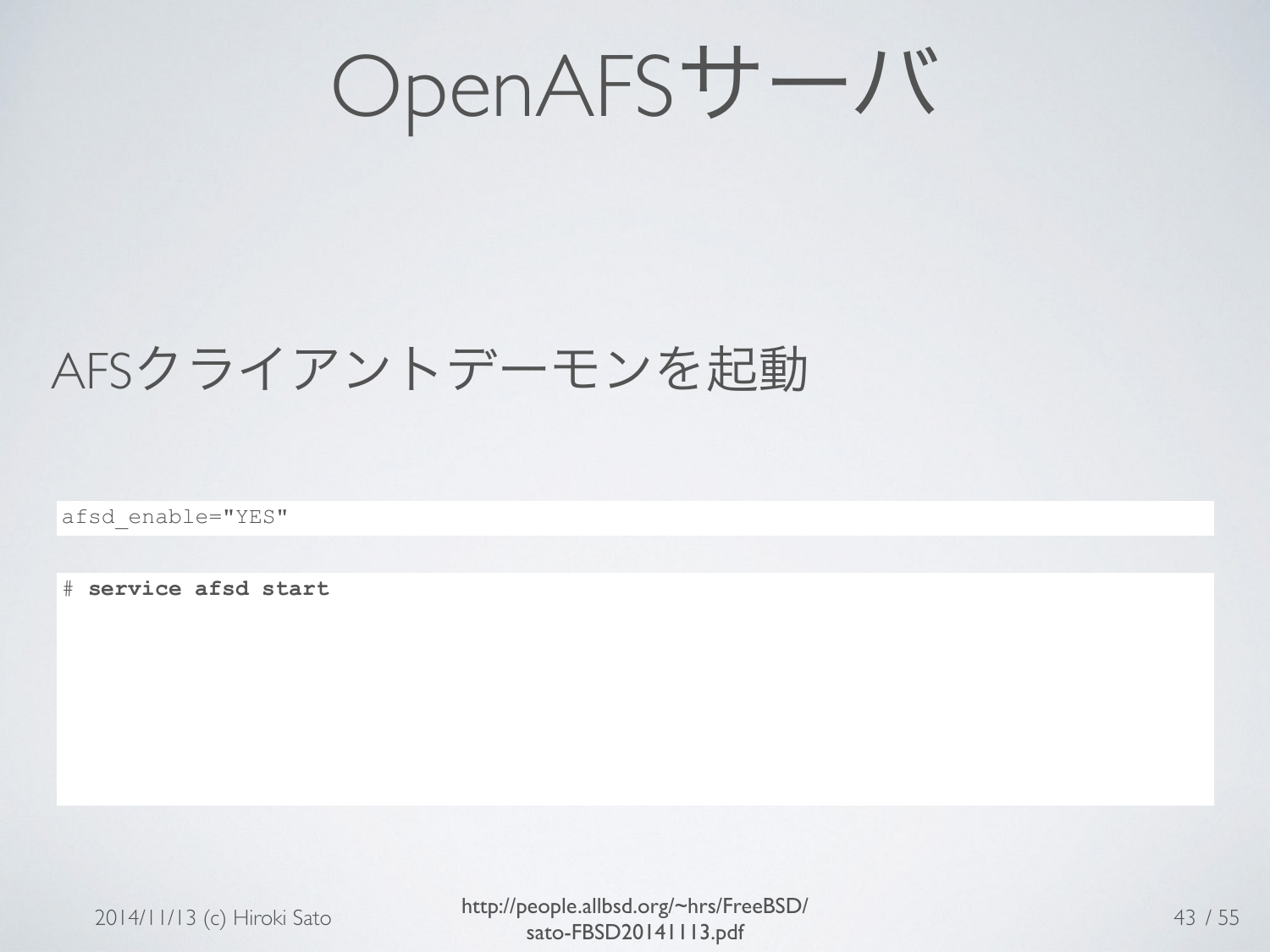# OpenAFSサーバ

AFSクライアントデーモンを起動

```
afsd_enable="YES"
```

```
# service afsd start
```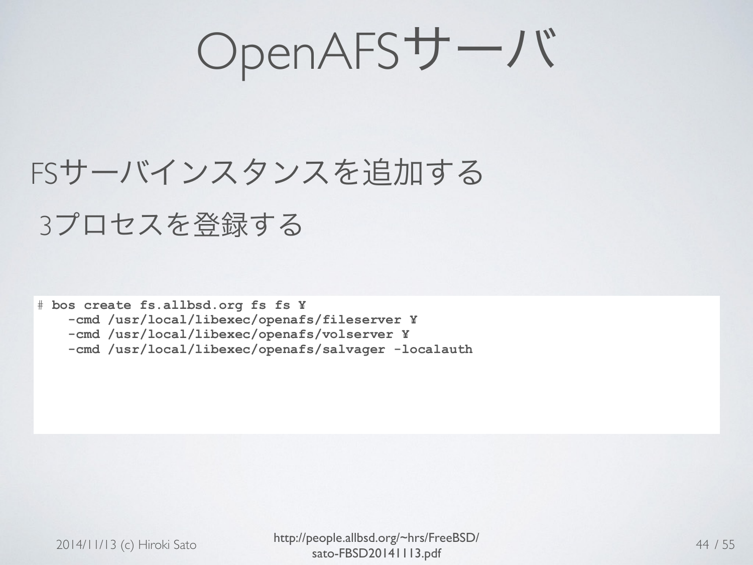# OpenAFSサーバ

FSサーバインスタンスを追加する

3プロセスを登録する

```
# bos create fs.allbsd.org fs fs ¥
    -cmd /usr/local/libexec/openafs/fileserver ¥
    -cmd /usr/local/libexec/openafs/volserver ¥
    -cmd /usr/local/libexec/openafs/salvager -localauth
```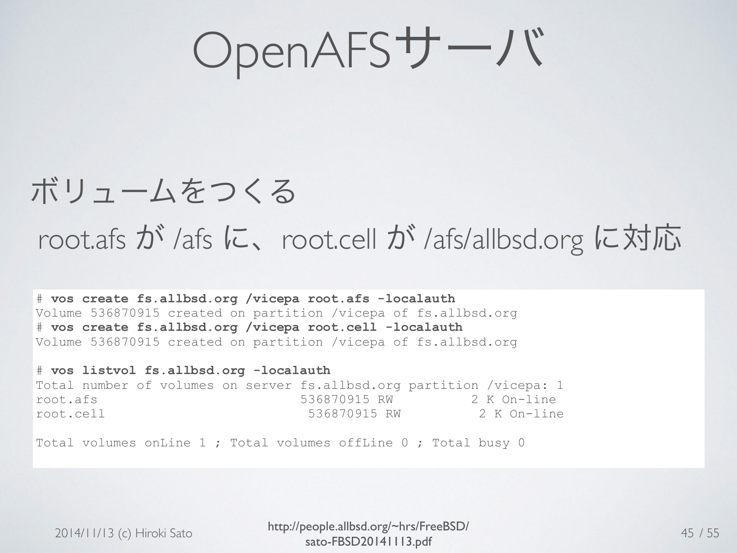# OpenAFSサーバ

ボリュームをつくる

root.afs が /afs に、root.cell が /afs/allbsd.org に対応

```
# vos create fs.allbsd.org /vicepa root.afs -localauth
Volume 536870915 created on partition /vicepa of fs.allbsd.org
# vos create fs.allbsd.org /vicepa root.cell -localauth
Volume 536870915 created on partition /vicepa of fs.allbsd.org

# vos listvol fs.allbsd.org -localauth
Total number of volumes on server fs.allbsd.org partition /vicepa: 1
root.afs                          536870915 RW          2 K On-line
root.cell                          536870915 RW          2 K On-line

Total volumes onLine 1 ; Total volumes offLine 0 ; Total busy 0
```

2014/11/13 (c) Hiroki Sato

http://people.allbsd.org/~hrs/FreeBSD/sato-FBSD20141113.pdf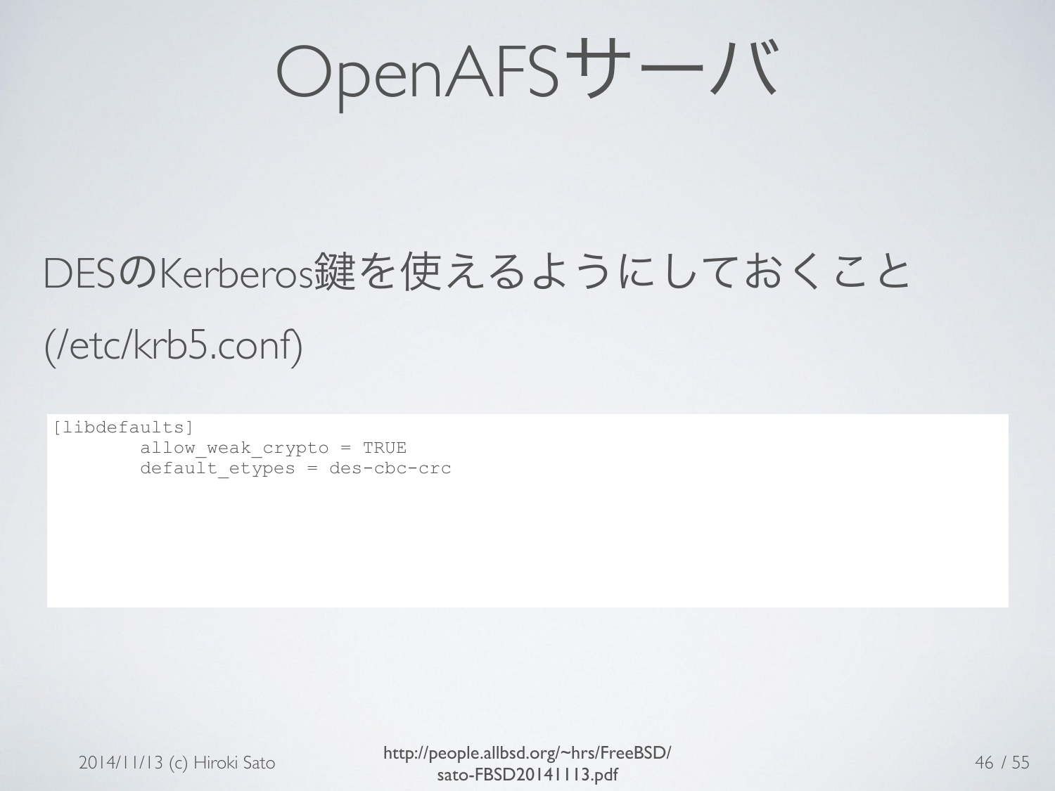# OpenAFSサーバ

DESのKerberos鍵を使えるようにしておくこと

(/etc/krb5.conf)

```
[libdefaults]
        allow_weak_crypto = TRUE
        default_etypes = des-cbc-crc
```

2014/11/13 (c) Hiroki Sato

http://people.allbsd.org/~hrs/FreeBSD/sato-FBSD20141113.pdf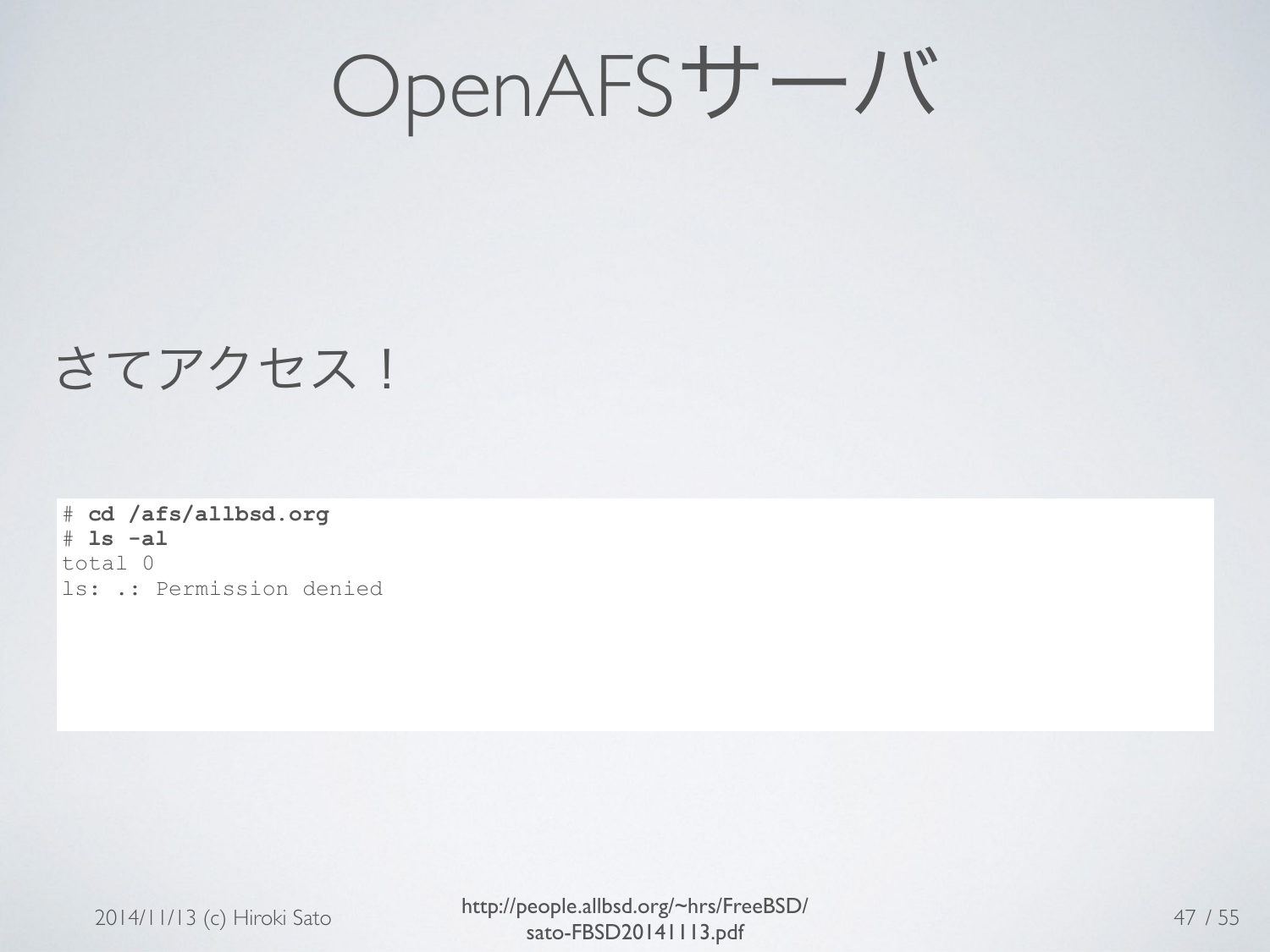# OpenAFSサーバ

さてアクセス！

```
# cd /afs/allbsd.org
# ls -al
total 0
ls: .: Permission denied
```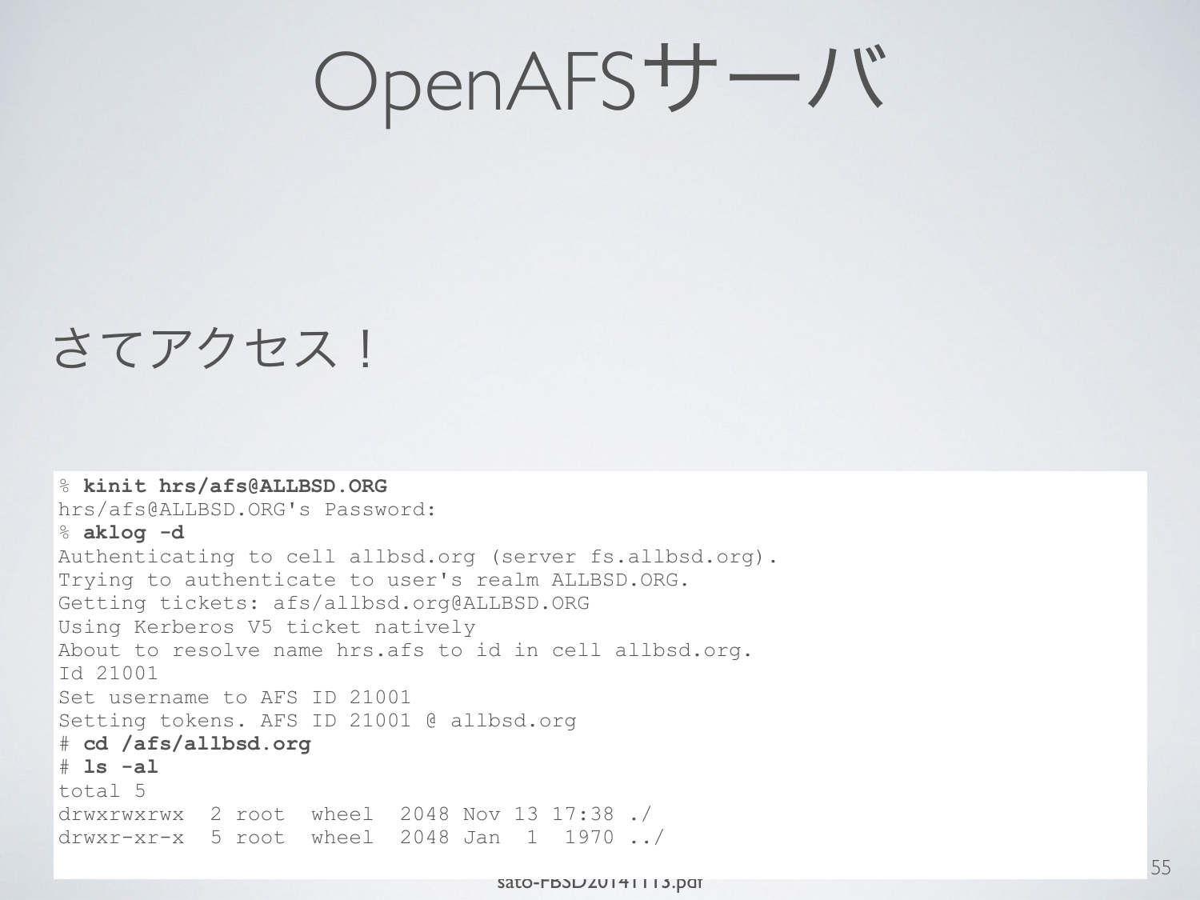# OpenAFSサーバ

さてアクセス！

```
% kinit hrs/afs@ALLBSD.ORG
hrs/afs@ALLBSD.ORG's Password:
% aklog -d
Authenticating to cell allbsd.org (server fs.allbsd.org).
Trying to authenticate to user's realm ALLBSD.ORG.
Getting tickets: afs/allbsd.org@ALLBSD.ORG
Using Kerberos V5 ticket natively
About to resolve name hrs.afs to id in cell allbsd.org.
Id 21001
Set username to AFS ID 21001
Setting tokens. AFS ID 21001 @ allbsd.org
# cd /afs/allbsd.org
# ls -al
total 5
drwxrwxrwx  2 root  wheel  2048 Nov 13 17:38 ./
drwxr-xr-x  5 root  wheel  2048 Jan  1  1970 ../
```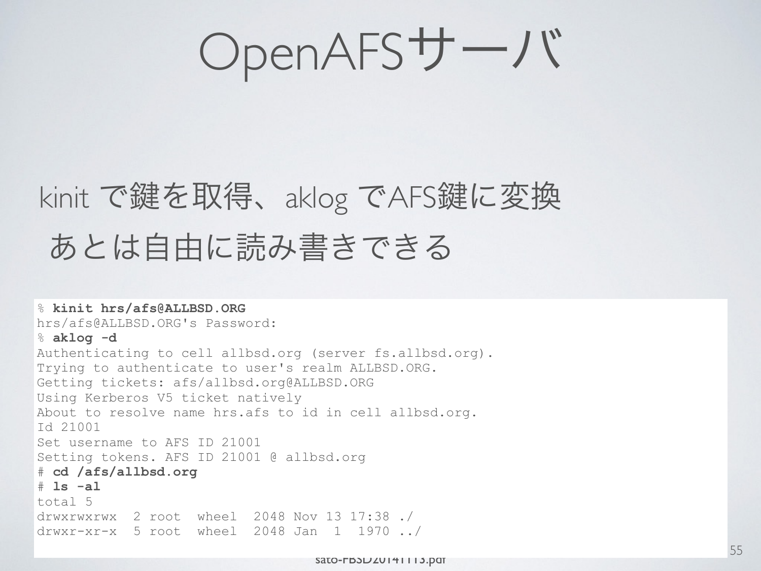# OpenAFSサーバ

kinit で鍵を取得、aklog でAFS鍵に変換

あとは自由に読み書きできる

```
% kinit hrs/afs@ALLBSD.ORG
hrs/afs@ALLBSD.ORG's Password:
% aklog -d
Authenticating to cell allbsd.org (server fs.allbsd.org).
Trying to authenticate to user's realm ALLBSD.ORG.
Getting tickets: afs/allbsd.org@ALLBSD.ORG
Using Kerberos V5 ticket natively
About to resolve name hrs.afs to id in cell allbsd.org.
Id 21001
Set username to AFS ID 21001
Setting tokens. AFS ID 21001 @ allbsd.org
# cd /afs/allbsd.org
# ls -al
total 5
drwxrwxrwx  2 root  wheel  2048 Nov 13 17:38 ./
drwxr-xr-x  5 root  wheel  2048 Jan  1  1970 ../
```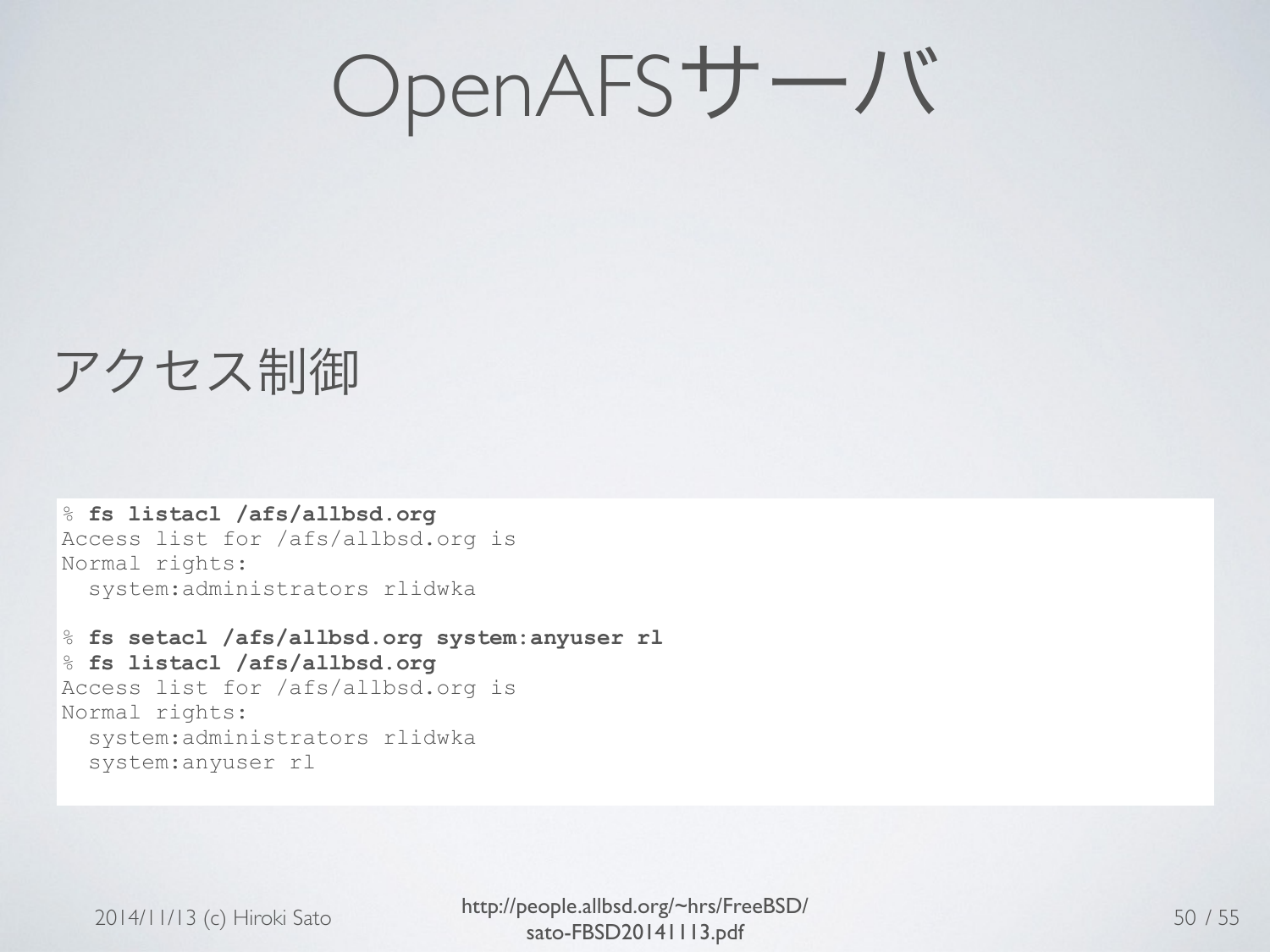# OpenAFSサーバ

## アクセス制御

```
% fs listacl /afs/allbsd.org
Access list for /afs/allbsd.org is
Normal rights:
  system:administrators rlidwka

% fs setacl /afs/allbsd.org system:anyuser rl
% fs listacl /afs/allbsd.org
Access list for /afs/allbsd.org is
Normal rights:
  system:administrators rlidwka
  system:anyuser rl
```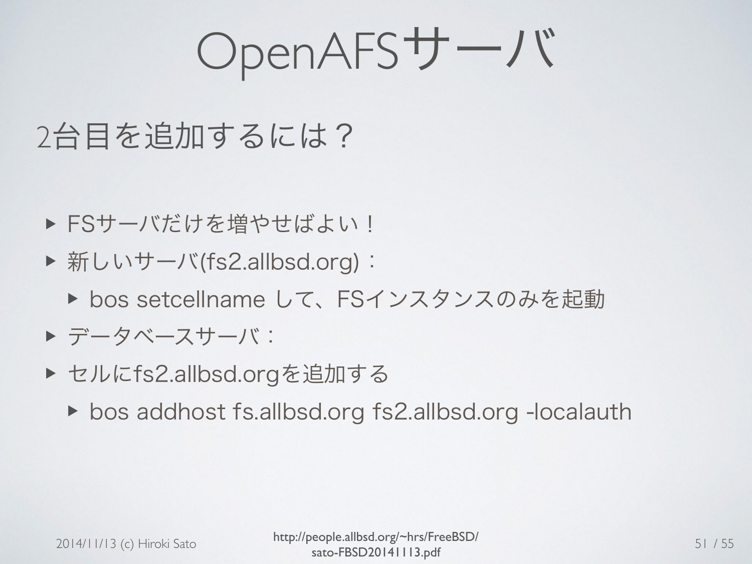# OpenAFSサーバ

## 2台目を追加するには？

- FSサーバだけを増やせばよい！
- 新しいサーバ(fs2.allbsd.org)：
  - bos setcellname して、FSインスタンスのみを起動
- データベースサーバ：
- セルにfs2.allbsd.orgを追加する
  - bos addhost fs.allbsd.org fs2.allbsd.org -localauth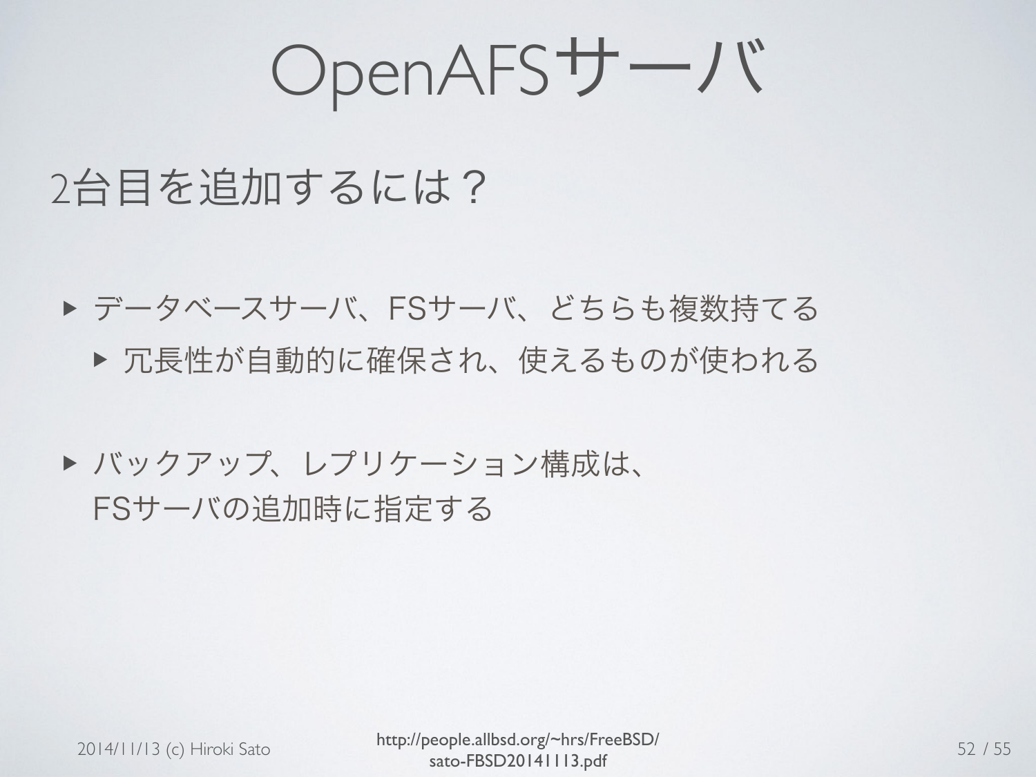# OpenAFSサーバ

## 2台目を追加するには？

- データベースサーバ、FSサーバ、どちらも複数持てる
  - 冗長性が自動的に確保され、使えるものが使われる

- バックアップ、レプリケーション構成は、
  FSサーバの追加時に指定する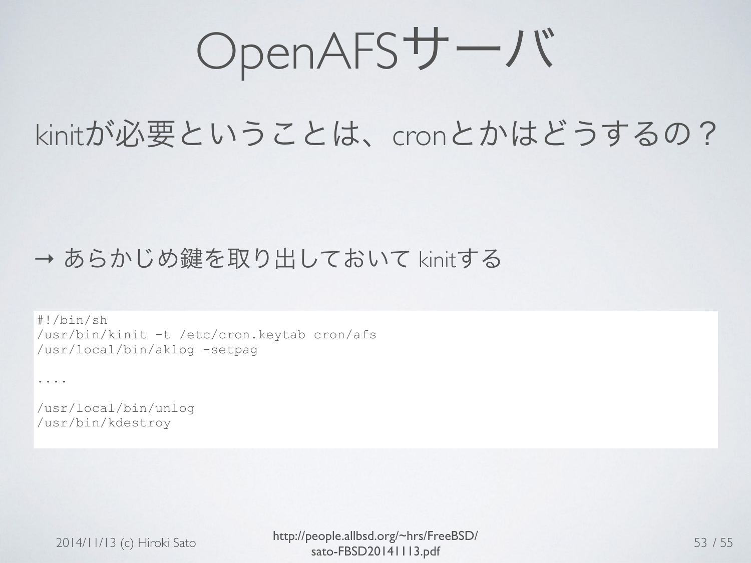# OpenAFSサーバ

kinitが必要ということは、cronとかはどうするの？

→ あらかじめ鍵を取り出しておいて kinitする

```
#!/bin/sh
/usr/bin/kinit -t /etc/cron.keytab cron/afs
/usr/local/bin/aklog -setpag

....

/usr/local/bin/unlog
/usr/bin/kdestroy
```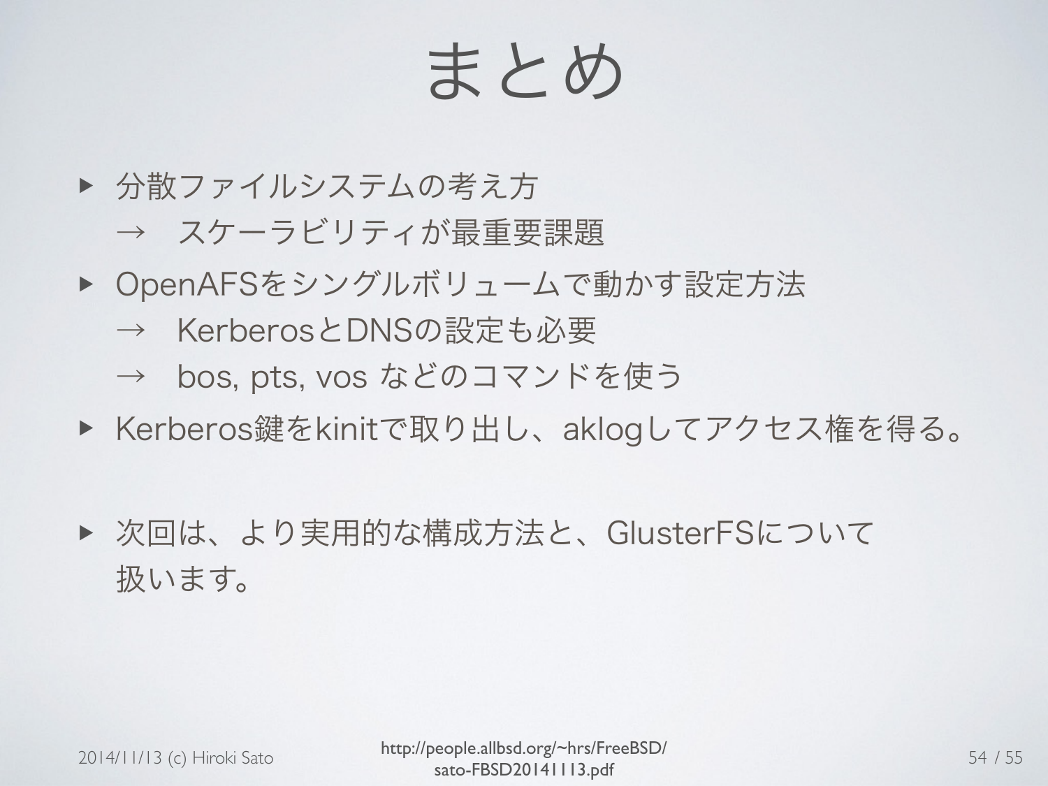# まとめ

- 分散ファイルシステムの考え方
  → スケーラビリティが最重要課題
- OpenAFSをシングルボリュームで動かす設定方法
  → KerberosとDNSの設定も必要
  → bos, pts, vos などのコマンドを使う
- Kerberos鍵をkinitで取り出し、aklogしてアクセス権を得る。

- 次回は、より実用的な構成方法と、GlusterFSについて扱います。

2014/11/13 (c) Hiroki Sato

http://people.allbsd.org/~hrs/FreeBSD/sato-FBSD20141113.pdf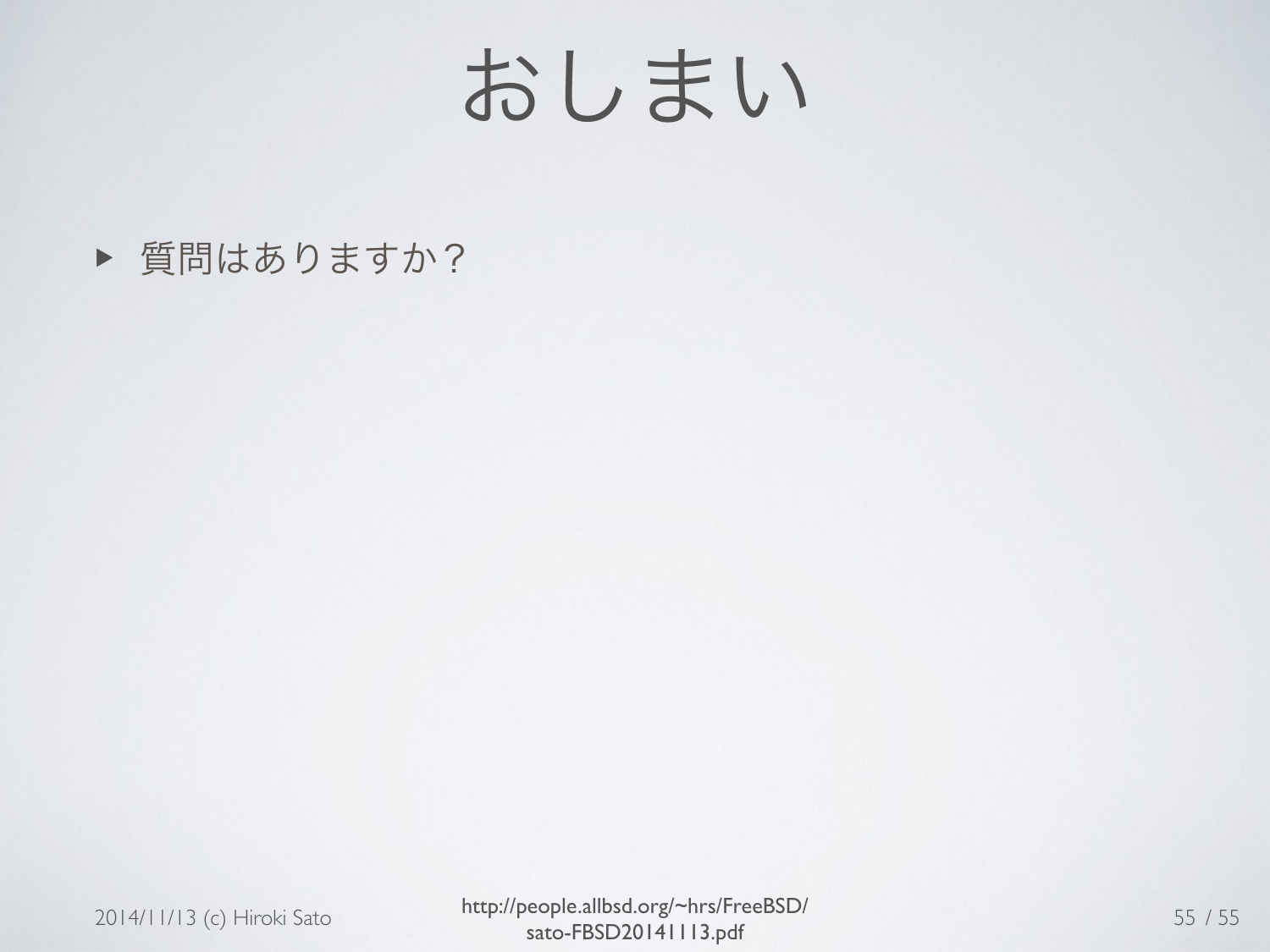# おしまい

- 質問はありますか？